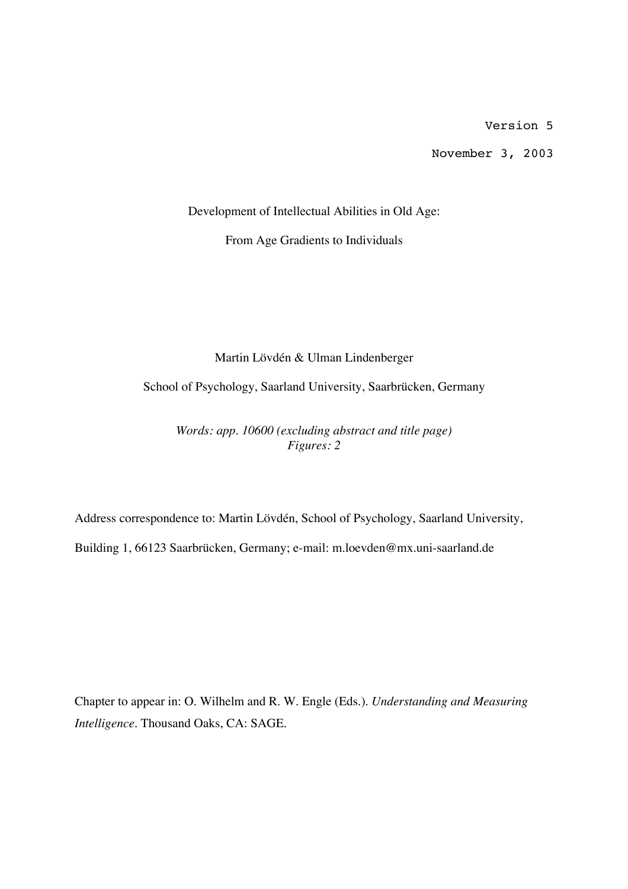Version 5

November 3, 2003

# Development of Intellectual Abilities in Old Age:

# From Age Gradients to Individuals

Martin Lövdén & Ulman Lindenberger

School of Psychology, Saarland University, Saarbrücken, Germany

*Words: app. 10600 (excluding abstract and title page)*
*Figures: 2*

Address correspondence to: Martin Lövdén, School of Psychology, Saarland University, Building 1, 66123 Saarbrücken, Germany; e-mail: m.loevden@mx.uni-saarland.de

Chapter to appear in: O. Wilhelm and R. W. Engle (Eds.). *Understanding and Measuring Intelligence*. Thousand Oaks, CA: SAGE.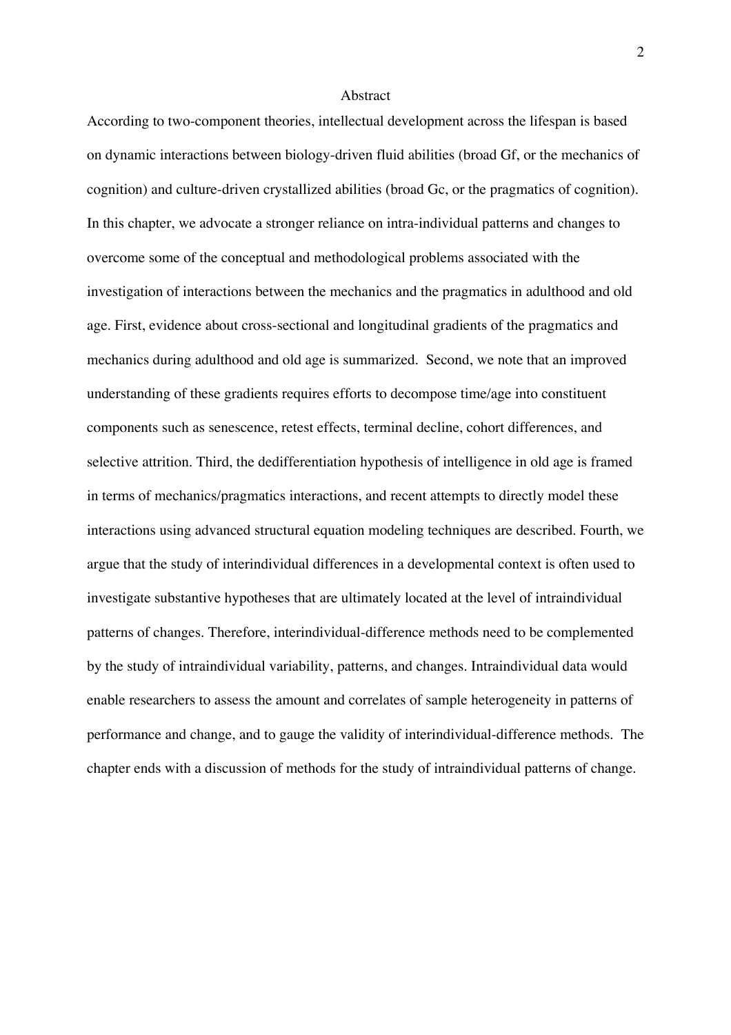# Abstract

According to two-component theories, intellectual development across the lifespan is based on dynamic interactions between biology-driven fluid abilities (broad Gf, or the mechanics of cognition) and culture-driven crystallized abilities (broad Gc, or the pragmatics of cognition). In this chapter, we advocate a stronger reliance on intra-individual patterns and changes to overcome some of the conceptual and methodological problems associated with the investigation of interactions between the mechanics and the pragmatics in adulthood and old age. First, evidence about cross-sectional and longitudinal gradients of the pragmatics and mechanics during adulthood and old age is summarized. Second, we note that an improved understanding of these gradients requires efforts to decompose time/age into constituent components such as senescence, retest effects, terminal decline, cohort differences, and selective attrition. Third, the dedifferentiation hypothesis of intelligence in old age is framed in terms of mechanics/pragmatics interactions, and recent attempts to directly model these interactions using advanced structural equation modeling techniques are described. Fourth, we argue that the study of interindividual differences in a developmental context is often used to investigate substantive hypotheses that are ultimately located at the level of intraindividual patterns of changes. Therefore, interindividual-difference methods need to be complemented by the study of intraindividual variability, patterns, and changes. Intraindividual data would enable researchers to assess the amount and correlates of sample heterogeneity in patterns of performance and change, and to gauge the validity of interindividual-difference methods. The chapter ends with a discussion of methods for the study of intraindividual patterns of change.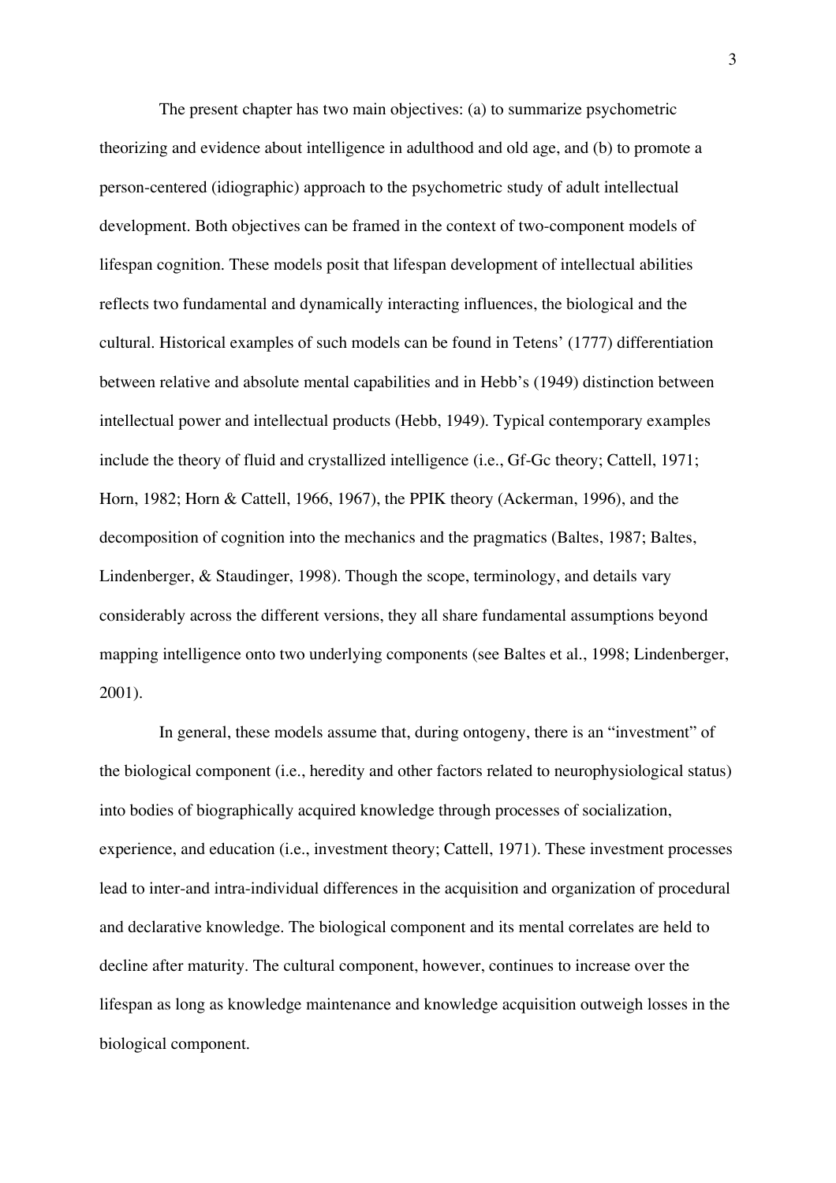The present chapter has two main objectives: (a) to summarize psychometric theorizing and evidence about intelligence in adulthood and old age, and (b) to promote a person-centered (idiographic) approach to the psychometric study of adult intellectual development. Both objectives can be framed in the context of two-component models of lifespan cognition. These models posit that lifespan development of intellectual abilities reflects two fundamental and dynamically interacting influences, the biological and the cultural. Historical examples of such models can be found in Tetens' (1777) differentiation between relative and absolute mental capabilities and in Hebb's (1949) distinction between intellectual power and intellectual products (Hebb, 1949). Typical contemporary examples include the theory of fluid and crystallized intelligence (i.e., Gf-Gc theory; Cattell, 1971; Horn, 1982; Horn & Cattell, 1966, 1967), the PPIK theory (Ackerman, 1996), and the decomposition of cognition into the mechanics and the pragmatics (Baltes, 1987; Baltes, Lindenberger, & Staudinger, 1998). Though the scope, terminology, and details vary considerably across the different versions, they all share fundamental assumptions beyond mapping intelligence onto two underlying components (see Baltes et al., 1998; Lindenberger, 2001).

In general, these models assume that, during ontogeny, there is an "investment" of the biological component (i.e., heredity and other factors related to neurophysiological status) into bodies of biographically acquired knowledge through processes of socialization, experience, and education (i.e., investment theory; Cattell, 1971). These investment processes lead to inter-and intra-individual differences in the acquisition and organization of procedural and declarative knowledge. The biological component and its mental correlates are held to decline after maturity. The cultural component, however, continues to increase over the lifespan as long as knowledge maintenance and knowledge acquisition outweigh losses in the biological component.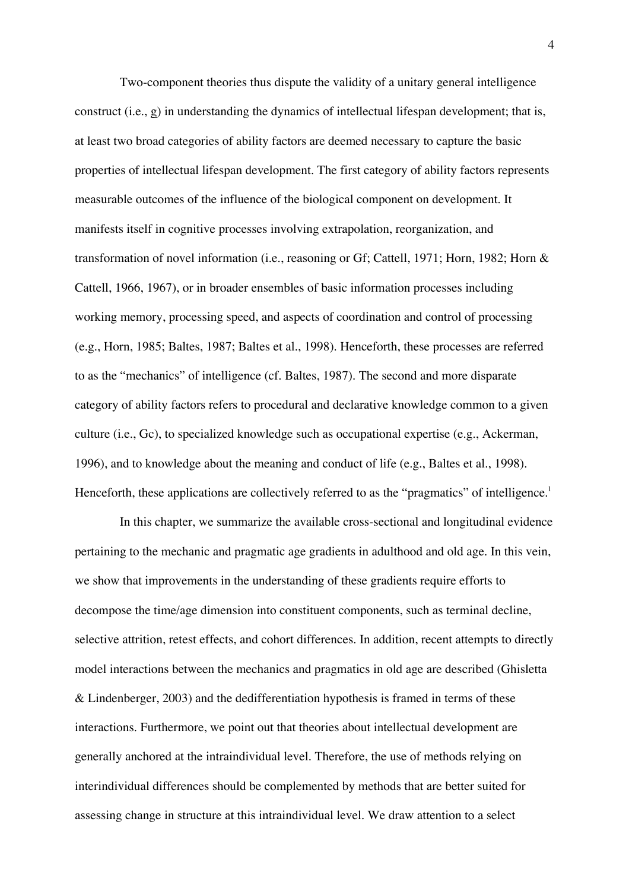Two-component theories thus dispute the validity of a unitary general intelligence construct (i.e., g) in understanding the dynamics of intellectual lifespan development; that is, at least two broad categories of ability factors are deemed necessary to capture the basic properties of intellectual lifespan development. The first category of ability factors represents measurable outcomes of the influence of the biological component on development. It manifests itself in cognitive processes involving extrapolation, reorganization, and transformation of novel information (i.e., reasoning or Gf; Cattell, 1971; Horn, 1982; Horn & Cattell, 1966, 1967), or in broader ensembles of basic information processes including working memory, processing speed, and aspects of coordination and control of processing (e.g., Horn, 1985; Baltes, 1987; Baltes et al., 1998). Henceforth, these processes are referred to as the "mechanics" of intelligence (cf. Baltes, 1987). The second and more disparate category of ability factors refers to procedural and declarative knowledge common to a given culture (i.e., Gc), to specialized knowledge such as occupational expertise (e.g., Ackerman, 1996), and to knowledge about the meaning and conduct of life (e.g., Baltes et al., 1998). Henceforth, these applications are collectively referred to as the "pragmatics" of intelligence.[1]

In this chapter, we summarize the available cross-sectional and longitudinal evidence pertaining to the mechanic and pragmatic age gradients in adulthood and old age. In this vein, we show that improvements in the understanding of these gradients require efforts to decompose the time/age dimension into constituent components, such as terminal decline, selective attrition, retest effects, and cohort differences. In addition, recent attempts to directly model interactions between the mechanics and pragmatics in old age are described (Ghisletta & Lindenberger, 2003) and the dedifferentiation hypothesis is framed in terms of these interactions. Furthermore, we point out that theories about intellectual development are generally anchored at the intraindividual level. Therefore, the use of methods relying on interindividual differences should be complemented by methods that are better suited for assessing change in structure at this intraindividual level. We draw attention to a select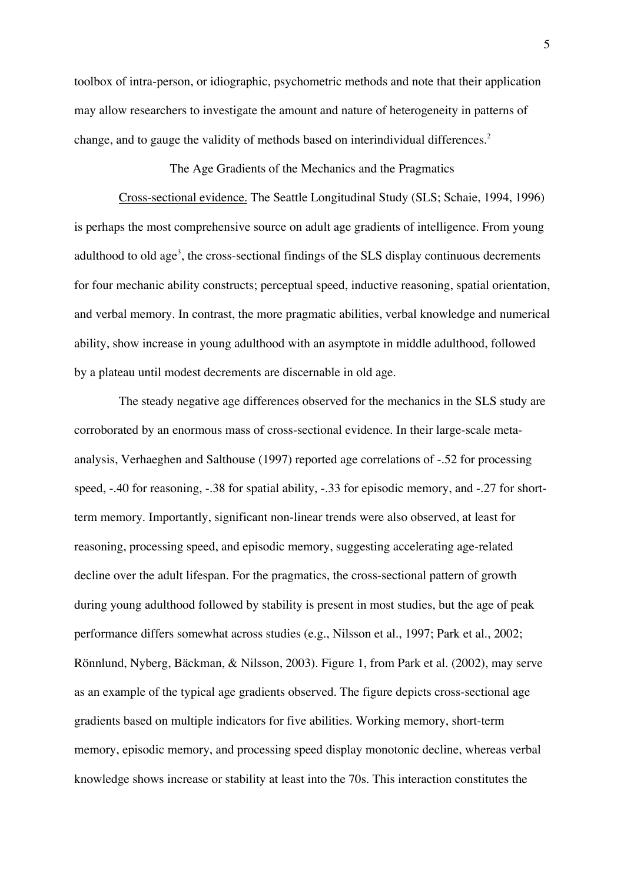toolbox of intra-person, or idiographic, psychometric methods and note that their application may allow researchers to investigate the amount and nature of heterogeneity in patterns of change, and to gauge the validity of methods based on interindividual differences.[2]

## The Age Gradients of the Mechanics and the Pragmatics

Cross-sectional evidence. The Seattle Longitudinal Study (SLS; Schaie, 1994, 1996) is perhaps the most comprehensive source on adult age gradients of intelligence. From young adulthood to old age[3], the cross-sectional findings of the SLS display continuous decrements for four mechanic ability constructs; perceptual speed, inductive reasoning, spatial orientation, and verbal memory. In contrast, the more pragmatic abilities, verbal knowledge and numerical ability, show increase in young adulthood with an asymptote in middle adulthood, followed by a plateau until modest decrements are discernable in old age.

The steady negative age differences observed for the mechanics in the SLS study are corroborated by an enormous mass of cross-sectional evidence. In their large-scale meta-analysis, Verhaeghen and Salthouse (1997) reported age correlations of -.52 for processing speed, -.40 for reasoning, -.38 for spatial ability, -.33 for episodic memory, and -.27 for short-term memory. Importantly, significant non-linear trends were also observed, at least for reasoning, processing speed, and episodic memory, suggesting accelerating age-related decline over the adult lifespan. For the pragmatics, the cross-sectional pattern of growth during young adulthood followed by stability is present in most studies, but the age of peak performance differs somewhat across studies (e.g., Nilsson et al., 1997; Park et al., 2002; Rönnlund, Nyberg, Bäckman, & Nilsson, 2003). Figure 1, from Park et al. (2002), may serve as an example of the typical age gradients observed. The figure depicts cross-sectional age gradients based on multiple indicators for five abilities. Working memory, short-term memory, episodic memory, and processing speed display monotonic decline, whereas verbal knowledge shows increase or stability at least into the 70s. This interaction constitutes the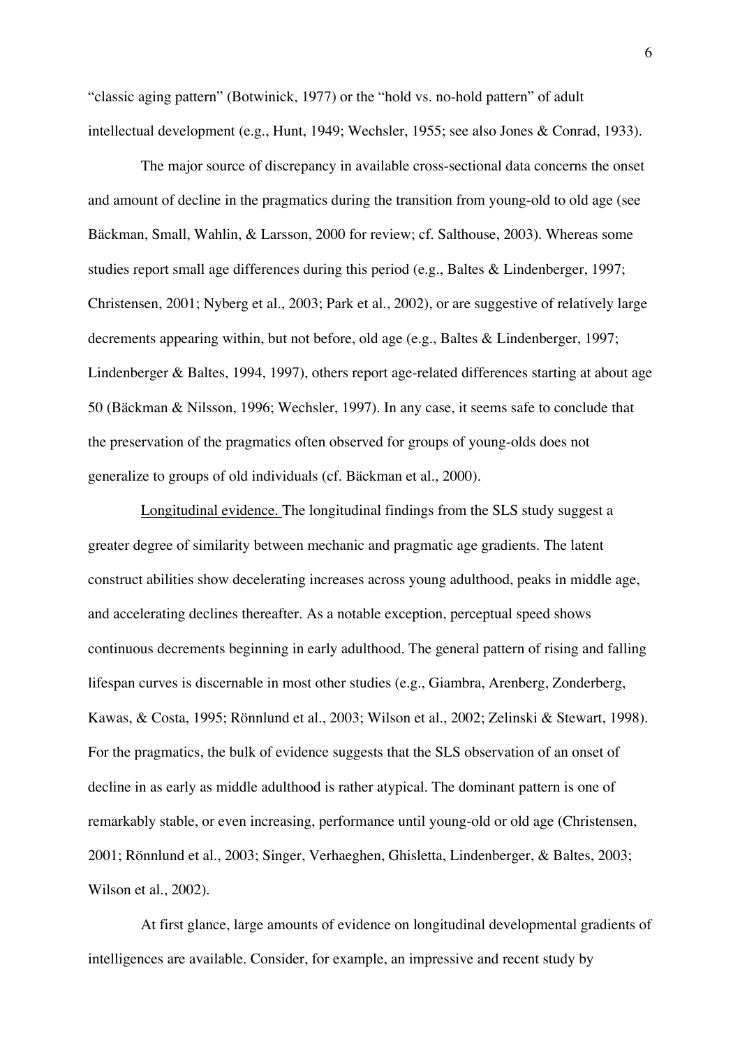"classic aging pattern" (Botwinick, 1977) or the "hold vs. no-hold pattern" of adult intellectual development (e.g., Hunt, 1949; Wechsler, 1955; see also Jones & Conrad, 1933).

The major source of discrepancy in available cross-sectional data concerns the onset and amount of decline in the pragmatics during the transition from young-old to old age (see Bäckman, Small, Wahlin, & Larsson, 2000 for review; cf. Salthouse, 2003). Whereas some studies report small age differences during this period (e.g., Baltes & Lindenberger, 1997; Christensen, 2001; Nyberg et al., 2003; Park et al., 2002), or are suggestive of relatively large decrements appearing within, but not before, old age (e.g., Baltes & Lindenberger, 1997; Lindenberger & Baltes, 1994, 1997), others report age-related differences starting at about age 50 (Bäckman & Nilsson, 1996; Wechsler, 1997). In any case, it seems safe to conclude that the preservation of the pragmatics often observed for groups of young-olds does not generalize to groups of old individuals (cf. Bäckman et al., 2000).

Longitudinal evidence. The longitudinal findings from the SLS study suggest a greater degree of similarity between mechanic and pragmatic age gradients. The latent construct abilities show decelerating increases across young adulthood, peaks in middle age, and accelerating declines thereafter. As a notable exception, perceptual speed shows continuous decrements beginning in early adulthood. The general pattern of rising and falling lifespan curves is discernable in most other studies (e.g., Giambra, Arenberg, Zonderberg, Kawas, & Costa, 1995; Rönnlund et al., 2003; Wilson et al., 2002; Zelinski & Stewart, 1998). For the pragmatics, the bulk of evidence suggests that the SLS observation of an onset of decline in as early as middle adulthood is rather atypical. The dominant pattern is one of remarkably stable, or even increasing, performance until young-old or old age (Christensen, 2001; Rönnlund et al., 2003; Singer, Verhaeghen, Ghisletta, Lindenberger, & Baltes, 2003; Wilson et al., 2002).

At first glance, large amounts of evidence on longitudinal developmental gradients of intelligences are available. Consider, for example, an impressive and recent study by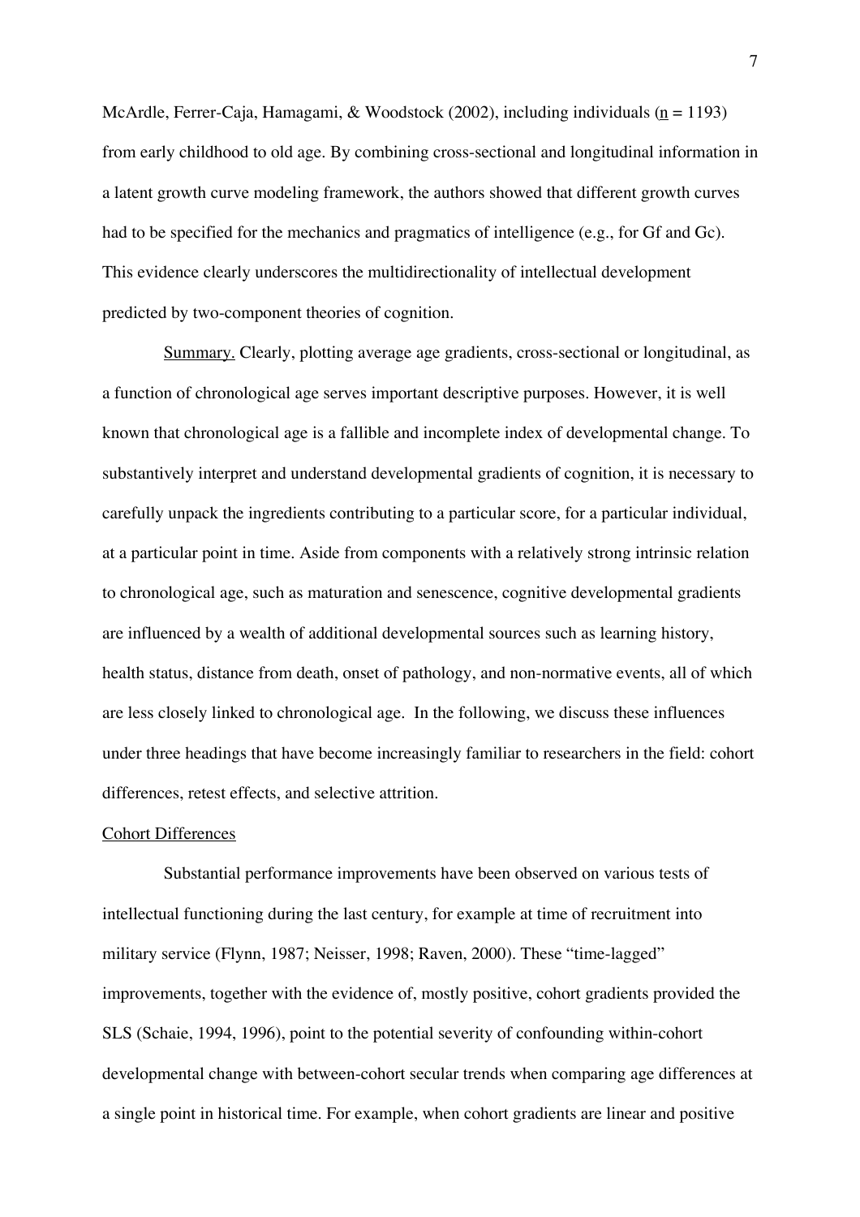McArdle, Ferrer-Caja, Hamagami, & Woodstock (2002), including individuals (n = 1193) from early childhood to old age. By combining cross-sectional and longitudinal information in a latent growth curve modeling framework, the authors showed that different growth curves had to be specified for the mechanics and pragmatics of intelligence (e.g., for Gf and Gc). This evidence clearly underscores the multidirectionality of intellectual development predicted by two-component theories of cognition.

Summary. Clearly, plotting average age gradients, cross-sectional or longitudinal, as a function of chronological age serves important descriptive purposes. However, it is well known that chronological age is a fallible and incomplete index of developmental change. To substantively interpret and understand developmental gradients of cognition, it is necessary to carefully unpack the ingredients contributing to a particular score, for a particular individual, at a particular point in time. Aside from components with a relatively strong intrinsic relation to chronological age, such as maturation and senescence, cognitive developmental gradients are influenced by a wealth of additional developmental sources such as learning history, health status, distance from death, onset of pathology, and non-normative events, all of which are less closely linked to chronological age. In the following, we discuss these influences under three headings that have become increasingly familiar to researchers in the field: cohort differences, retest effects, and selective attrition.

## Cohort Differences

Substantial performance improvements have been observed on various tests of intellectual functioning during the last century, for example at time of recruitment into military service (Flynn, 1987; Neisser, 1998; Raven, 2000). These "time-lagged" improvements, together with the evidence of, mostly positive, cohort gradients provided the SLS (Schaie, 1994, 1996), point to the potential severity of confounding within-cohort developmental change with between-cohort secular trends when comparing age differences at a single point in historical time. For example, when cohort gradients are linear and positive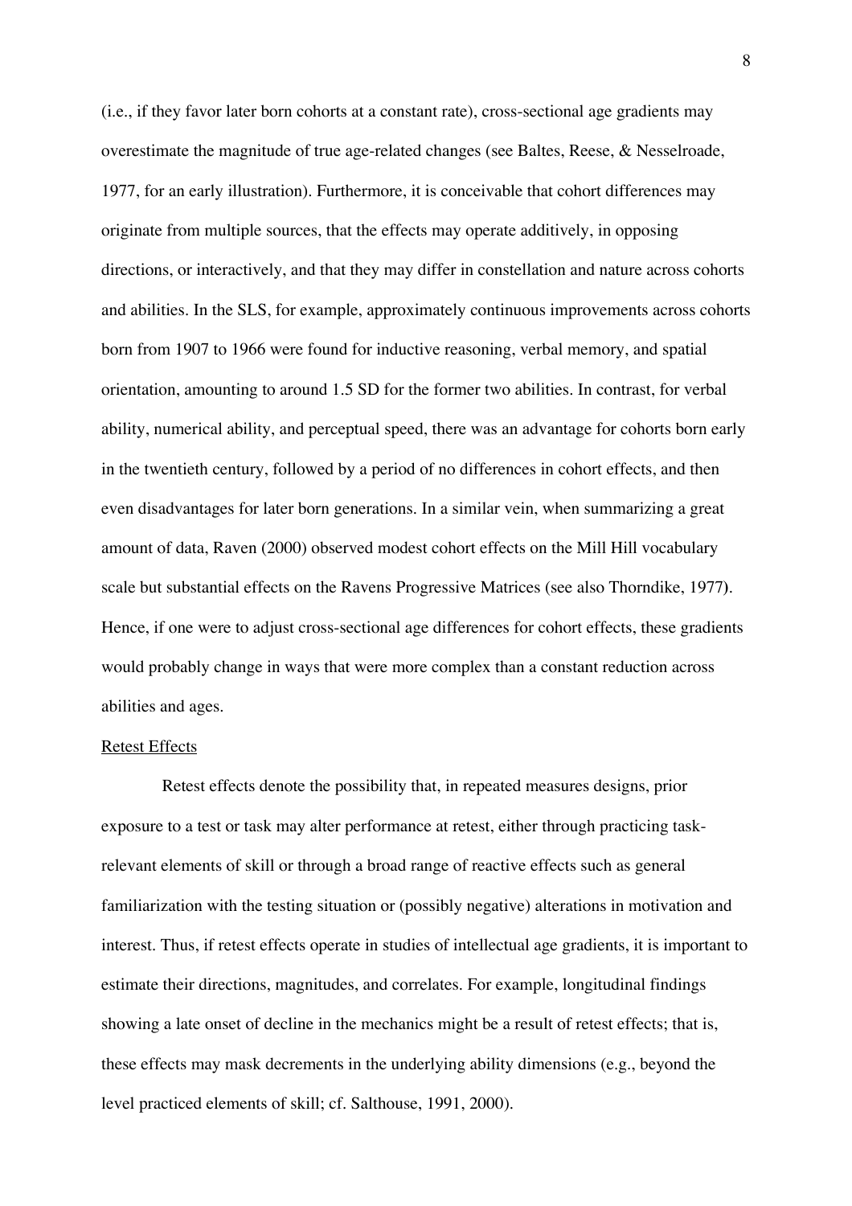(i.e., if they favor later born cohorts at a constant rate), cross-sectional age gradients may overestimate the magnitude of true age-related changes (see Baltes, Reese, & Nesselroade, 1977, for an early illustration). Furthermore, it is conceivable that cohort differences may originate from multiple sources, that the effects may operate additively, in opposing directions, or interactively, and that they may differ in constellation and nature across cohorts and abilities. In the SLS, for example, approximately continuous improvements across cohorts born from 1907 to 1966 were found for inductive reasoning, verbal memory, and spatial orientation, amounting to around 1.5 SD for the former two abilities. In contrast, for verbal ability, numerical ability, and perceptual speed, there was an advantage for cohorts born early in the twentieth century, followed by a period of no differences in cohort effects, and then even disadvantages for later born generations. In a similar vein, when summarizing a great amount of data, Raven (2000) observed modest cohort effects on the Mill Hill vocabulary scale but substantial effects on the Ravens Progressive Matrices (see also Thorndike, 1977). Hence, if one were to adjust cross-sectional age differences for cohort effects, these gradients would probably change in ways that were more complex than a constant reduction across abilities and ages.

<u>Retest Effects</u>

Retest effects denote the possibility that, in repeated measures designs, prior exposure to a test or task may alter performance at retest, either through practicing task-relevant elements of skill or through a broad range of reactive effects such as general familiarization with the testing situation or (possibly negative) alterations in motivation and interest. Thus, if retest effects operate in studies of intellectual age gradients, it is important to estimate their directions, magnitudes, and correlates. For example, longitudinal findings showing a late onset of decline in the mechanics might be a result of retest effects; that is, these effects may mask decrements in the underlying ability dimensions (e.g., beyond the level practiced elements of skill; cf. Salthouse, 1991, 2000).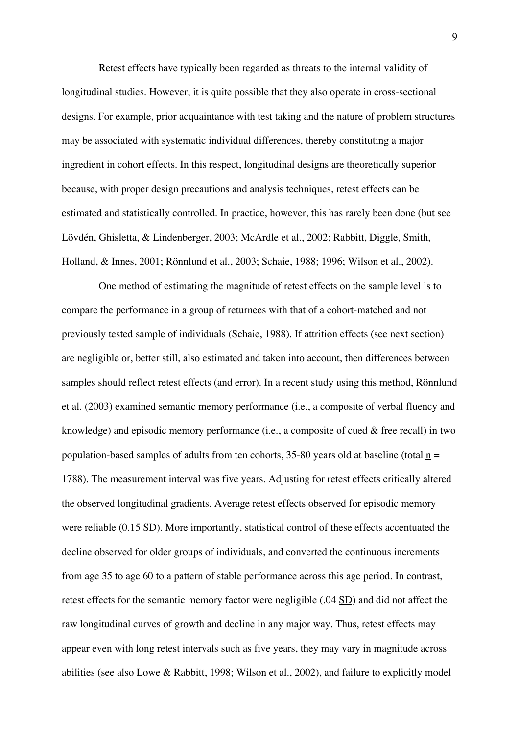Retest effects have typically been regarded as threats to the internal validity of longitudinal studies. However, it is quite possible that they also operate in cross-sectional designs. For example, prior acquaintance with test taking and the nature of problem structures may be associated with systematic individual differences, thereby constituting a major ingredient in cohort effects. In this respect, longitudinal designs are theoretically superior because, with proper design precautions and analysis techniques, retest effects can be estimated and statistically controlled. In practice, however, this has rarely been done (but see Lövdén, Ghisletta, & Lindenberger, 2003; McArdle et al., 2002; Rabbitt, Diggle, Smith, Holland, & Innes, 2001; Rönnlund et al., 2003; Schaie, 1988; 1996; Wilson et al., 2002).

One method of estimating the magnitude of retest effects on the sample level is to compare the performance in a group of returnees with that of a cohort-matched and not previously tested sample of individuals (Schaie, 1988). If attrition effects (see next section) are negligible or, better still, also estimated and taken into account, then differences between samples should reflect retest effects (and error). In a recent study using this method, Rönnlund et al. (2003) examined semantic memory performance (i.e., a composite of verbal fluency and knowledge) and episodic memory performance (i.e., a composite of cued & free recall) in two population-based samples of adults from ten cohorts, 35-80 years old at baseline (total n = 1788). The measurement interval was five years. Adjusting for retest effects critically altered the observed longitudinal gradients. Average retest effects observed for episodic memory were reliable (0.15 SD). More importantly, statistical control of these effects accentuated the decline observed for older groups of individuals, and converted the continuous increments from age 35 to age 60 to a pattern of stable performance across this age period. In contrast, retest effects for the semantic memory factor were negligible (.04 SD) and did not affect the raw longitudinal curves of growth and decline in any major way. Thus, retest effects may appear even with long retest intervals such as five years, they may vary in magnitude across abilities (see also Lowe & Rabbitt, 1998; Wilson et al., 2002), and failure to explicitly model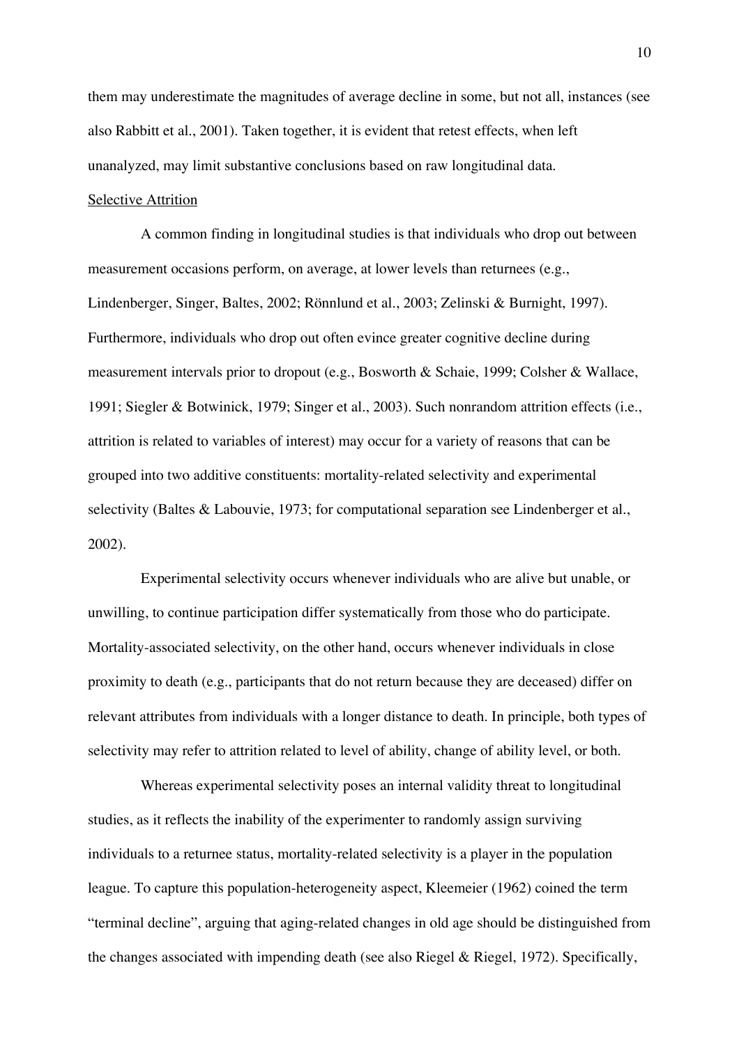them may underestimate the magnitudes of average decline in some, but not all, instances (see also Rabbitt et al., 2001). Taken together, it is evident that retest effects, when left unanalyzed, may limit substantive conclusions based on raw longitudinal data.

Selective Attrition

A common finding in longitudinal studies is that individuals who drop out between measurement occasions perform, on average, at lower levels than returnees (e.g., Lindenberger, Singer, Baltes, 2002; Rönnlund et al., 2003; Zelinski & Burnight, 1997). Furthermore, individuals who drop out often evince greater cognitive decline during measurement intervals prior to dropout (e.g., Bosworth & Schaie, 1999; Colsher & Wallace, 1991; Siegler & Botwinick, 1979; Singer et al., 2003). Such nonrandom attrition effects (i.e., attrition is related to variables of interest) may occur for a variety of reasons that can be grouped into two additive constituents: mortality-related selectivity and experimental selectivity (Baltes & Labouvie, 1973; for computational separation see Lindenberger et al., 2002).

Experimental selectivity occurs whenever individuals who are alive but unable, or unwilling, to continue participation differ systematically from those who do participate. Mortality-associated selectivity, on the other hand, occurs whenever individuals in close proximity to death (e.g., participants that do not return because they are deceased) differ on relevant attributes from individuals with a longer distance to death. In principle, both types of selectivity may refer to attrition related to level of ability, change of ability level, or both.

Whereas experimental selectivity poses an internal validity threat to longitudinal studies, as it reflects the inability of the experimenter to randomly assign surviving individuals to a returnee status, mortality-related selectivity is a player in the population league. To capture this population-heterogeneity aspect, Kleemeier (1962) coined the term "terminal decline", arguing that aging-related changes in old age should be distinguished from the changes associated with impending death (see also Riegel & Riegel, 1972). Specifically,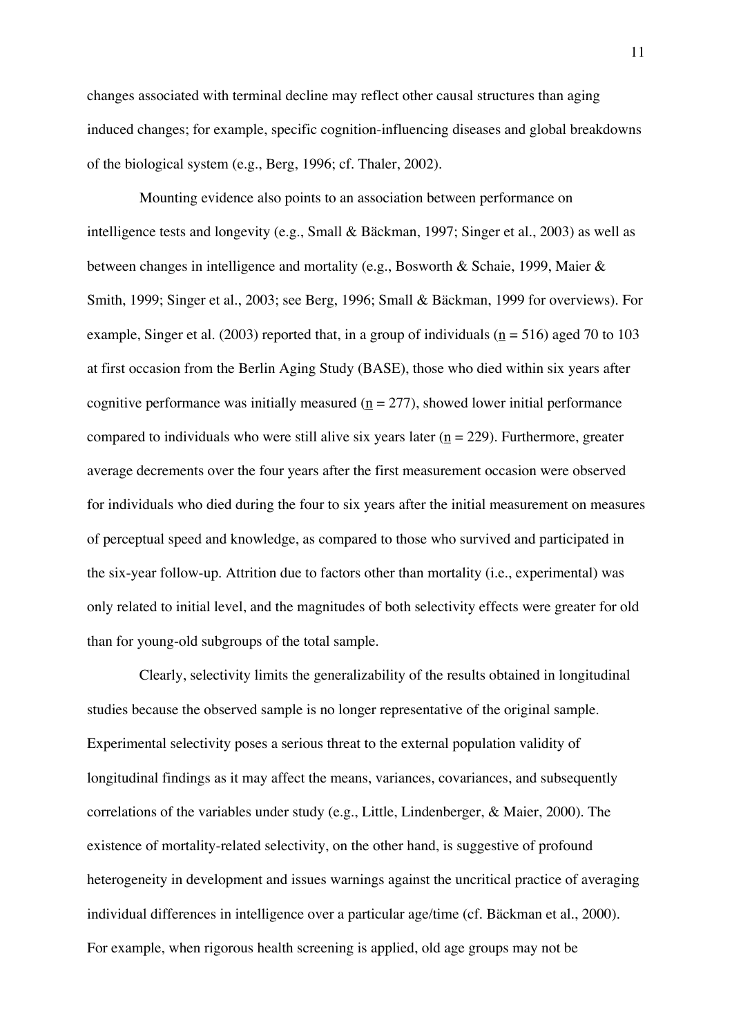changes associated with terminal decline may reflect other causal structures than aging induced changes; for example, specific cognition-influencing diseases and global breakdowns of the biological system (e.g., Berg, 1996; cf. Thaler, 2002).

Mounting evidence also points to an association between performance on intelligence tests and longevity (e.g., Small & Bäckman, 1997; Singer et al., 2003) as well as between changes in intelligence and mortality (e.g., Bosworth & Schaie, 1999, Maier & Smith, 1999; Singer et al., 2003; see Berg, 1996; Small & Bäckman, 1999 for overviews). For example, Singer et al. (2003) reported that, in a group of individuals ($n = 516$) aged 70 to 103 at first occasion from the Berlin Aging Study (BASE), those who died within six years after cognitive performance was initially measured ($n = 277$), showed lower initial performance compared to individuals who were still alive six years later ($n = 229$). Furthermore, greater average decrements over the four years after the first measurement occasion were observed for individuals who died during the four to six years after the initial measurement on measures of perceptual speed and knowledge, as compared to those who survived and participated in the six-year follow-up. Attrition due to factors other than mortality (i.e., experimental) was only related to initial level, and the magnitudes of both selectivity effects were greater for old than for young-old subgroups of the total sample.

Clearly, selectivity limits the generalizability of the results obtained in longitudinal studies because the observed sample is no longer representative of the original sample. Experimental selectivity poses a serious threat to the external population validity of longitudinal findings as it may affect the means, variances, covariances, and subsequently correlations of the variables under study (e.g., Little, Lindenberger, & Maier, 2000). The existence of mortality-related selectivity, on the other hand, is suggestive of profound heterogeneity in development and issues warnings against the uncritical practice of averaging individual differences in intelligence over a particular age/time (cf. Bäckman et al., 2000). For example, when rigorous health screening is applied, old age groups may not be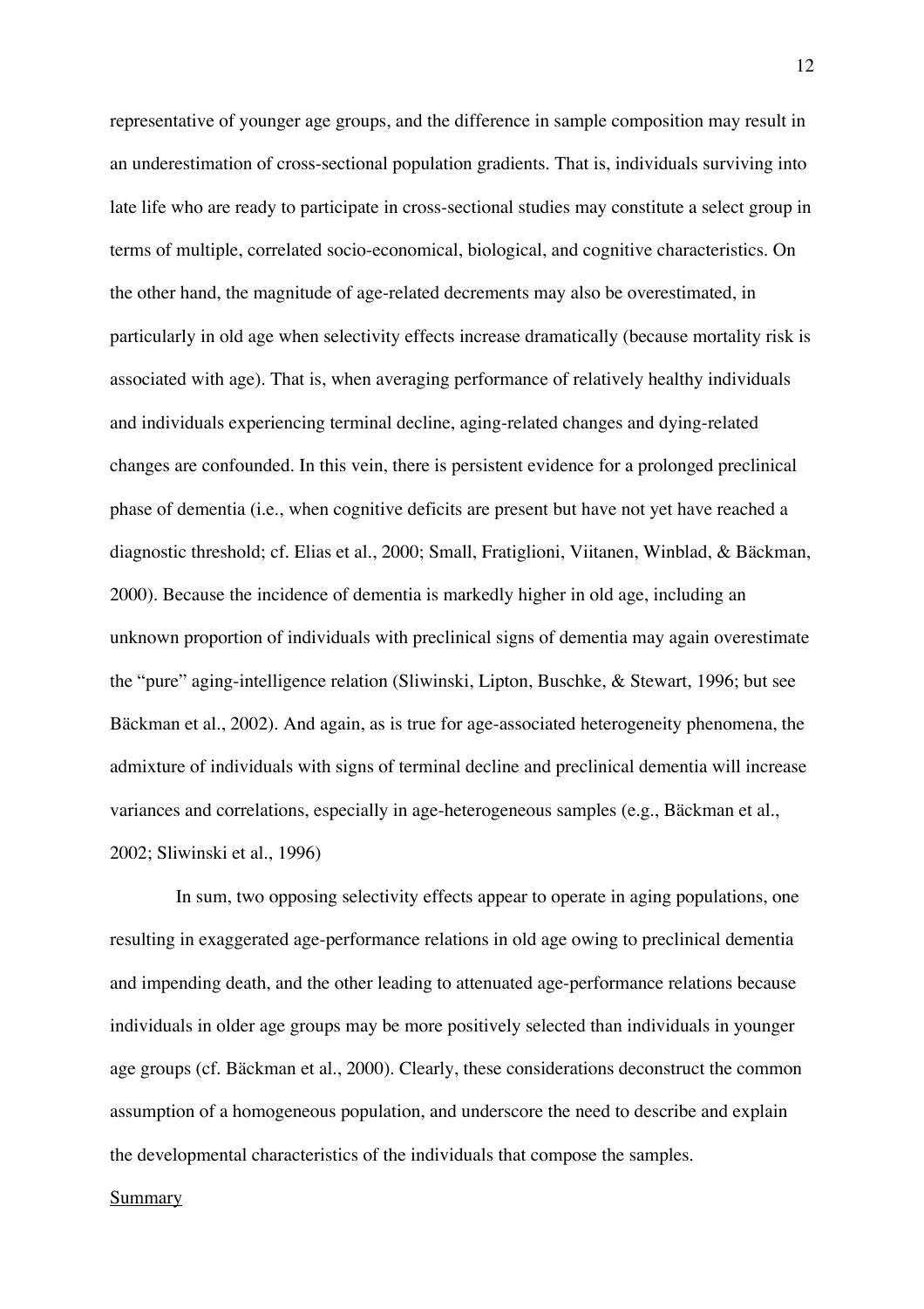representative of younger age groups, and the difference in sample composition may result in an underestimation of cross-sectional population gradients. That is, individuals surviving into late life who are ready to participate in cross-sectional studies may constitute a select group in terms of multiple, correlated socio-economical, biological, and cognitive characteristics. On the other hand, the magnitude of age-related decrements may also be overestimated, in particularly in old age when selectivity effects increase dramatically (because mortality risk is associated with age). That is, when averaging performance of relatively healthy individuals and individuals experiencing terminal decline, aging-related changes and dying-related changes are confounded. In this vein, there is persistent evidence for a prolonged preclinical phase of dementia (i.e., when cognitive deficits are present but have not yet have reached a diagnostic threshold; cf. Elias et al., 2000; Small, Fratiglioni, Viitanen, Winblad, & Bäckman, 2000). Because the incidence of dementia is markedly higher in old age, including an unknown proportion of individuals with preclinical signs of dementia may again overestimate the "pure" aging-intelligence relation (Sliwinski, Lipton, Buschke, & Stewart, 1996; but see Bäckman et al., 2002). And again, as is true for age-associated heterogeneity phenomena, the admixture of individuals with signs of terminal decline and preclinical dementia will increase variances and correlations, especially in age-heterogeneous samples (e.g., Bäckman et al., 2002; Sliwinski et al., 1996)

In sum, two opposing selectivity effects appear to operate in aging populations, one resulting in exaggerated age-performance relations in old age owing to preclinical dementia and impending death, and the other leading to attenuated age-performance relations because individuals in older age groups may be more positively selected than individuals in younger age groups (cf. Bäckman et al., 2000). Clearly, these considerations deconstruct the common assumption of a homogeneous population, and underscore the need to describe and explain the developmental characteristics of the individuals that compose the samples.

Summary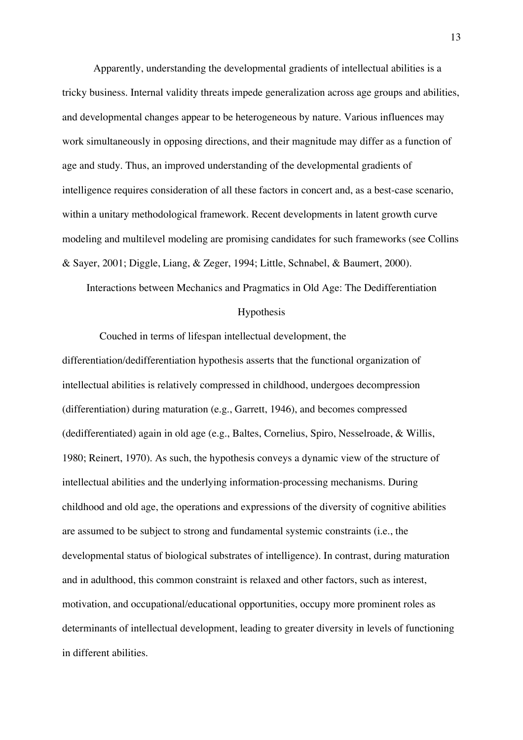Apparently, understanding the developmental gradients of intellectual abilities is a tricky business. Internal validity threats impede generalization across age groups and abilities, and developmental changes appear to be heterogeneous by nature. Various influences may work simultaneously in opposing directions, and their magnitude may differ as a function of age and study. Thus, an improved understanding of the developmental gradients of intelligence requires consideration of all these factors in concert and, as a best-case scenario, within a unitary methodological framework. Recent developments in latent growth curve modeling and multilevel modeling are promising candidates for such frameworks (see Collins & Sayer, 2001; Diggle, Liang, & Zeger, 1994; Little, Schnabel, & Baumert, 2000).

## Interactions between Mechanics and Pragmatics in Old Age: The Dedifferentiation Hypothesis

Couched in terms of lifespan intellectual development, the differentiation/dedifferentiation hypothesis asserts that the functional organization of intellectual abilities is relatively compressed in childhood, undergoes decompression (differentiation) during maturation (e.g., Garrett, 1946), and becomes compressed (dedifferentiated) again in old age (e.g., Baltes, Cornelius, Spiro, Nesselroade, & Willis, 1980; Reinert, 1970). As such, the hypothesis conveys a dynamic view of the structure of intellectual abilities and the underlying information-processing mechanisms. During childhood and old age, the operations and expressions of the diversity of cognitive abilities are assumed to be subject to strong and fundamental systemic constraints (i.e., the developmental status of biological substrates of intelligence). In contrast, during maturation and in adulthood, this common constraint is relaxed and other factors, such as interest, motivation, and occupational/educational opportunities, occupy more prominent roles as determinants of intellectual development, leading to greater diversity in levels of functioning in different abilities.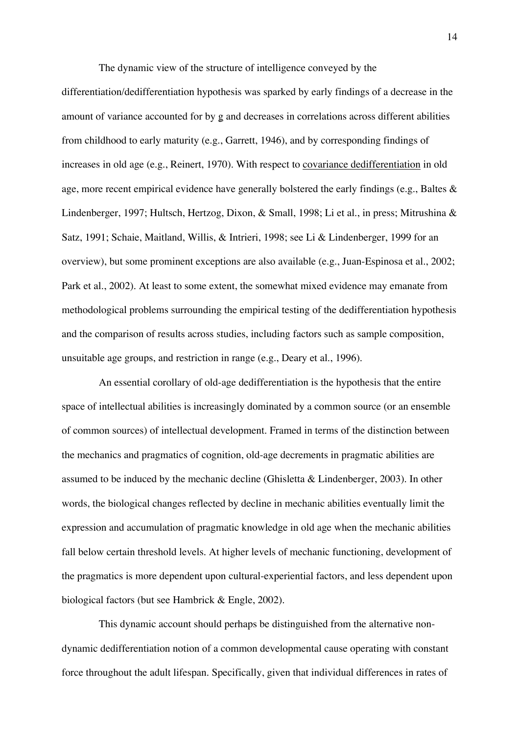The dynamic view of the structure of intelligence conveyed by the differentiation/dedifferentiation hypothesis was sparked by early findings of a decrease in the amount of variance accounted for by g and decreases in correlations across different abilities from childhood to early maturity (e.g., Garrett, 1946), and by corresponding findings of increases in old age (e.g., Reinert, 1970). With respect to covariance dedifferentiation in old age, more recent empirical evidence have generally bolstered the early findings (e.g., Baltes & Lindenberger, 1997; Hultsch, Hertzog, Dixon, & Small, 1998; Li et al., in press; Mitrushina & Satz, 1991; Schaie, Maitland, Willis, & Intrieri, 1998; see Li & Lindenberger, 1999 for an overview), but some prominent exceptions are also available (e.g., Juan-Espinosa et al., 2002; Park et al., 2002). At least to some extent, the somewhat mixed evidence may emanate from methodological problems surrounding the empirical testing of the dedifferentiation hypothesis and the comparison of results across studies, including factors such as sample composition, unsuitable age groups, and restriction in range (e.g., Deary et al., 1996).

An essential corollary of old-age dedifferentiation is the hypothesis that the entire space of intellectual abilities is increasingly dominated by a common source (or an ensemble of common sources) of intellectual development. Framed in terms of the distinction between the mechanics and pragmatics of cognition, old-age decrements in pragmatic abilities are assumed to be induced by the mechanic decline (Ghisletta & Lindenberger, 2003). In other words, the biological changes reflected by decline in mechanic abilities eventually limit the expression and accumulation of pragmatic knowledge in old age when the mechanic abilities fall below certain threshold levels. At higher levels of mechanic functioning, development of the pragmatics is more dependent upon cultural-experiential factors, and less dependent upon biological factors (but see Hambrick & Engle, 2002).

This dynamic account should perhaps be distinguished from the alternative non-dynamic dedifferentiation notion of a common developmental cause operating with constant force throughout the adult lifespan. Specifically, given that individual differences in rates of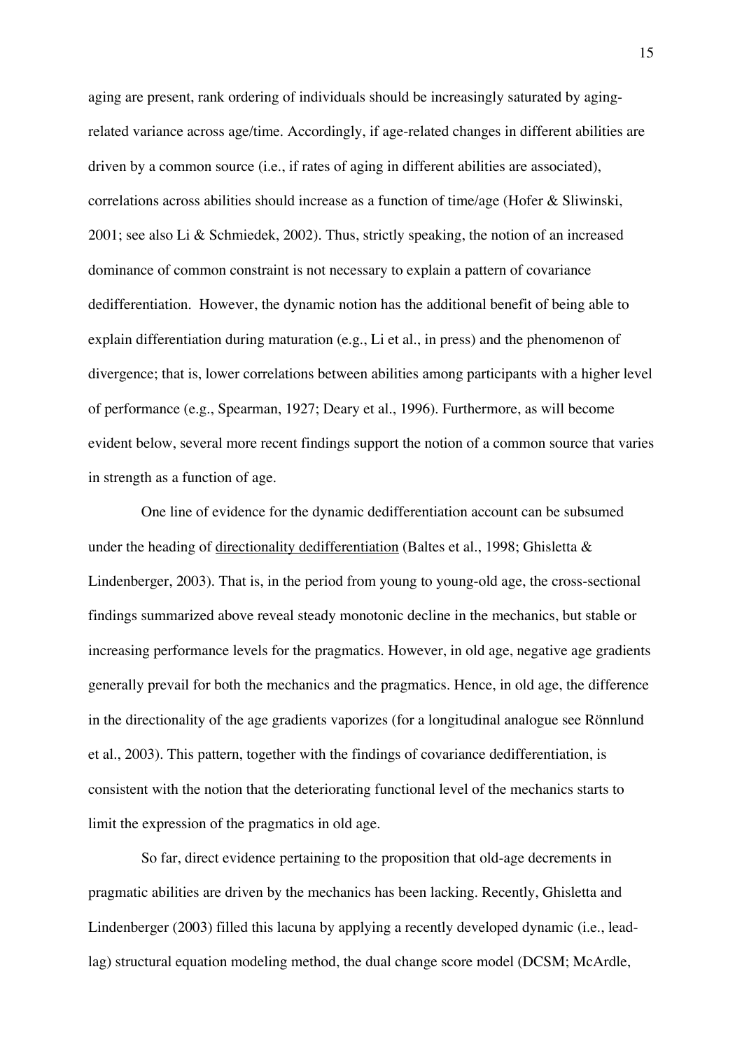aging are present, rank ordering of individuals should be increasingly saturated by aging-related variance across age/time. Accordingly, if age-related changes in different abilities are driven by a common source (i.e., if rates of aging in different abilities are associated), correlations across abilities should increase as a function of time/age (Hofer & Sliwinski, 2001; see also Li & Schmiedek, 2002). Thus, strictly speaking, the notion of an increased dominance of common constraint is not necessary to explain a pattern of covariance dedifferentiation. However, the dynamic notion has the additional benefit of being able to explain differentiation during maturation (e.g., Li et al., in press) and the phenomenon of divergence; that is, lower correlations between abilities among participants with a higher level of performance (e.g., Spearman, 1927; Deary et al., 1996). Furthermore, as will become evident below, several more recent findings support the notion of a common source that varies in strength as a function of age.

One line of evidence for the dynamic dedifferentiation account can be subsumed under the heading of <u>directionality dedifferentiation</u> (Baltes et al., 1998; Ghisletta & Lindenberger, 2003). That is, in the period from young to young-old age, the cross-sectional findings summarized above reveal steady monotonic decline in the mechanics, but stable or increasing performance levels for the pragmatics. However, in old age, negative age gradients generally prevail for both the mechanics and the pragmatics. Hence, in old age, the difference in the directionality of the age gradients vaporizes (for a longitudinal analogue see Rönnlund et al., 2003). This pattern, together with the findings of covariance dedifferentiation, is consistent with the notion that the deteriorating functional level of the mechanics starts to limit the expression of the pragmatics in old age.

So far, direct evidence pertaining to the proposition that old-age decrements in pragmatic abilities are driven by the mechanics has been lacking. Recently, Ghisletta and Lindenberger (2003) filled this lacuna by applying a recently developed dynamic (i.e., lead-lag) structural equation modeling method, the dual change score model (DCSM; McArdle,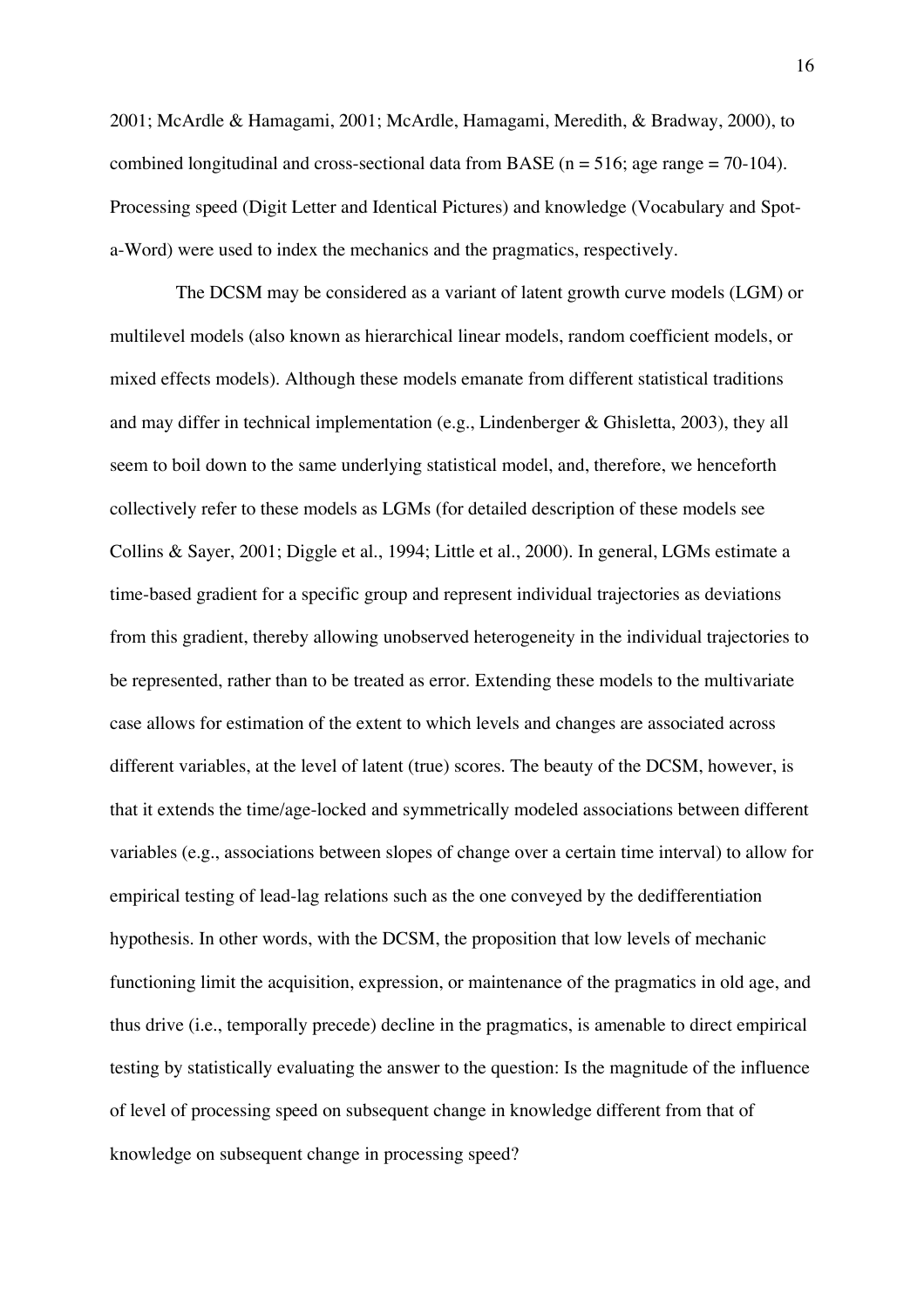2001; McArdle & Hamagami, 2001; McArdle, Hamagami, Meredith, & Bradway, 2000), to combined longitudinal and cross-sectional data from BASE (n = 516; age range = 70-104). Processing speed (Digit Letter and Identical Pictures) and knowledge (Vocabulary and Spot-a-Word) were used to index the mechanics and the pragmatics, respectively.

The DCSM may be considered as a variant of latent growth curve models (LGM) or multilevel models (also known as hierarchical linear models, random coefficient models, or mixed effects models). Although these models emanate from different statistical traditions and may differ in technical implementation (e.g., Lindenberger & Ghisletta, 2003), they all seem to boil down to the same underlying statistical model, and, therefore, we henceforth collectively refer to these models as LGMs (for detailed description of these models see Collins & Sayer, 2001; Diggle et al., 1994; Little et al., 2000). In general, LGMs estimate a time-based gradient for a specific group and represent individual trajectories as deviations from this gradient, thereby allowing unobserved heterogeneity in the individual trajectories to be represented, rather than to be treated as error. Extending these models to the multivariate case allows for estimation of the extent to which levels and changes are associated across different variables, at the level of latent (true) scores. The beauty of the DCSM, however, is that it extends the time/age-locked and symmetrically modeled associations between different variables (e.g., associations between slopes of change over a certain time interval) to allow for empirical testing of lead-lag relations such as the one conveyed by the dedifferentiation hypothesis. In other words, with the DCSM, the proposition that low levels of mechanic functioning limit the acquisition, expression, or maintenance of the pragmatics in old age, and thus drive (i.e., temporally precede) decline in the pragmatics, is amenable to direct empirical testing by statistically evaluating the answer to the question: Is the magnitude of the influence of level of processing speed on subsequent change in knowledge different from that of knowledge on subsequent change in processing speed?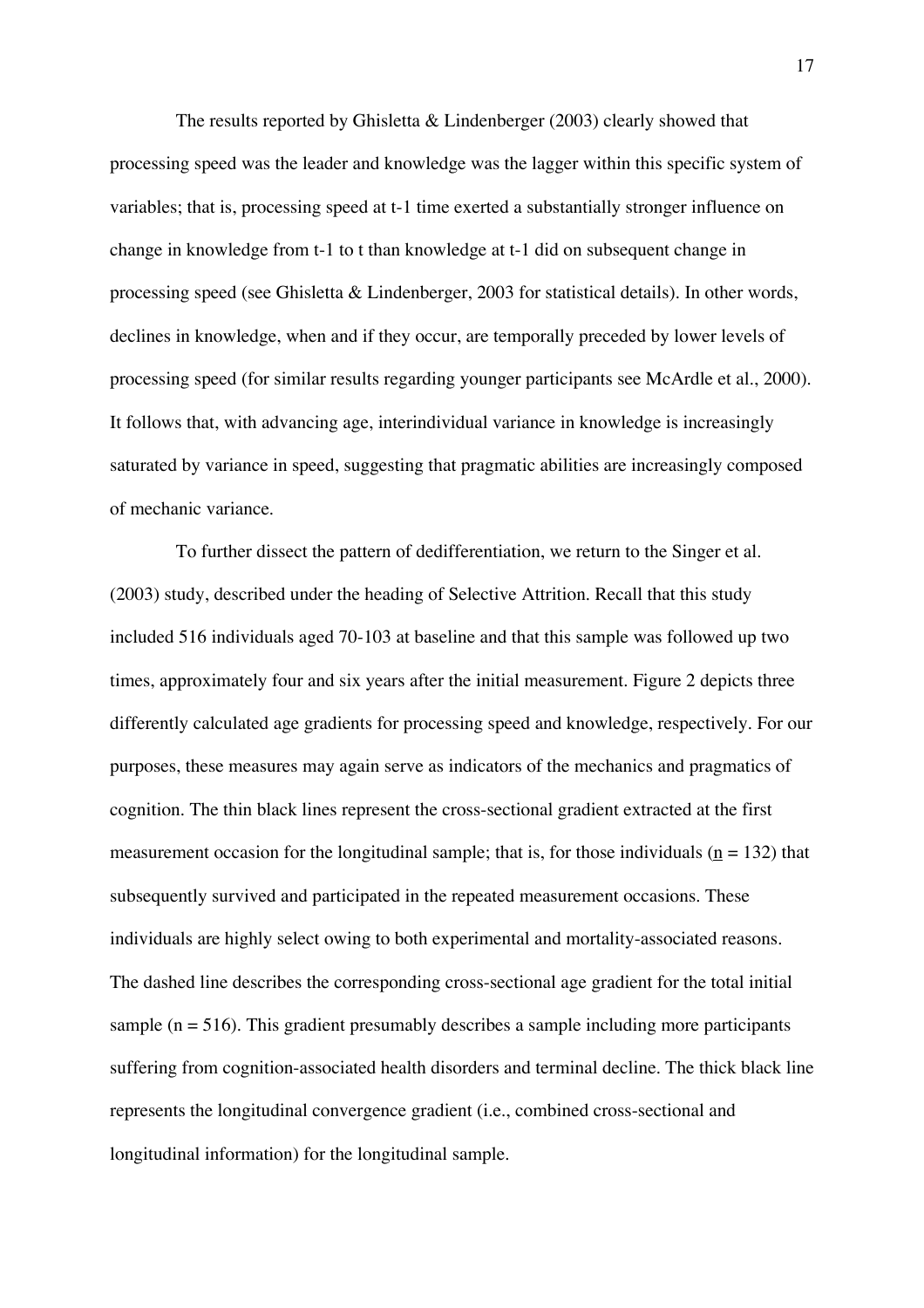The results reported by Ghisletta & Lindenberger (2003) clearly showed that processing speed was the leader and knowledge was the lagger within this specific system of variables; that is, processing speed at t-1 time exerted a substantially stronger influence on change in knowledge from t-1 to t than knowledge at t-1 did on subsequent change in processing speed (see Ghisletta & Lindenberger, 2003 for statistical details). In other words, declines in knowledge, when and if they occur, are temporally preceded by lower levels of processing speed (for similar results regarding younger participants see McArdle et al., 2000). It follows that, with advancing age, interindividual variance in knowledge is increasingly saturated by variance in speed, suggesting that pragmatic abilities are increasingly composed of mechanic variance.

To further dissect the pattern of dedifferentiation, we return to the Singer et al. (2003) study, described under the heading of Selective Attrition. Recall that this study included 516 individuals aged 70-103 at baseline and that this sample was followed up two times, approximately four and six years after the initial measurement. Figure 2 depicts three differently calculated age gradients for processing speed and knowledge, respectively. For our purposes, these measures may again serve as indicators of the mechanics and pragmatics of cognition. The thin black lines represent the cross-sectional gradient extracted at the first measurement occasion for the longitudinal sample; that is, for those individuals (n = 132) that subsequently survived and participated in the repeated measurement occasions. These individuals are highly select owing to both experimental and mortality-associated reasons. The dashed line describes the corresponding cross-sectional age gradient for the total initial sample (n = 516). This gradient presumably describes a sample including more participants suffering from cognition-associated health disorders and terminal decline. The thick black line represents the longitudinal convergence gradient (i.e., combined cross-sectional and longitudinal information) for the longitudinal sample.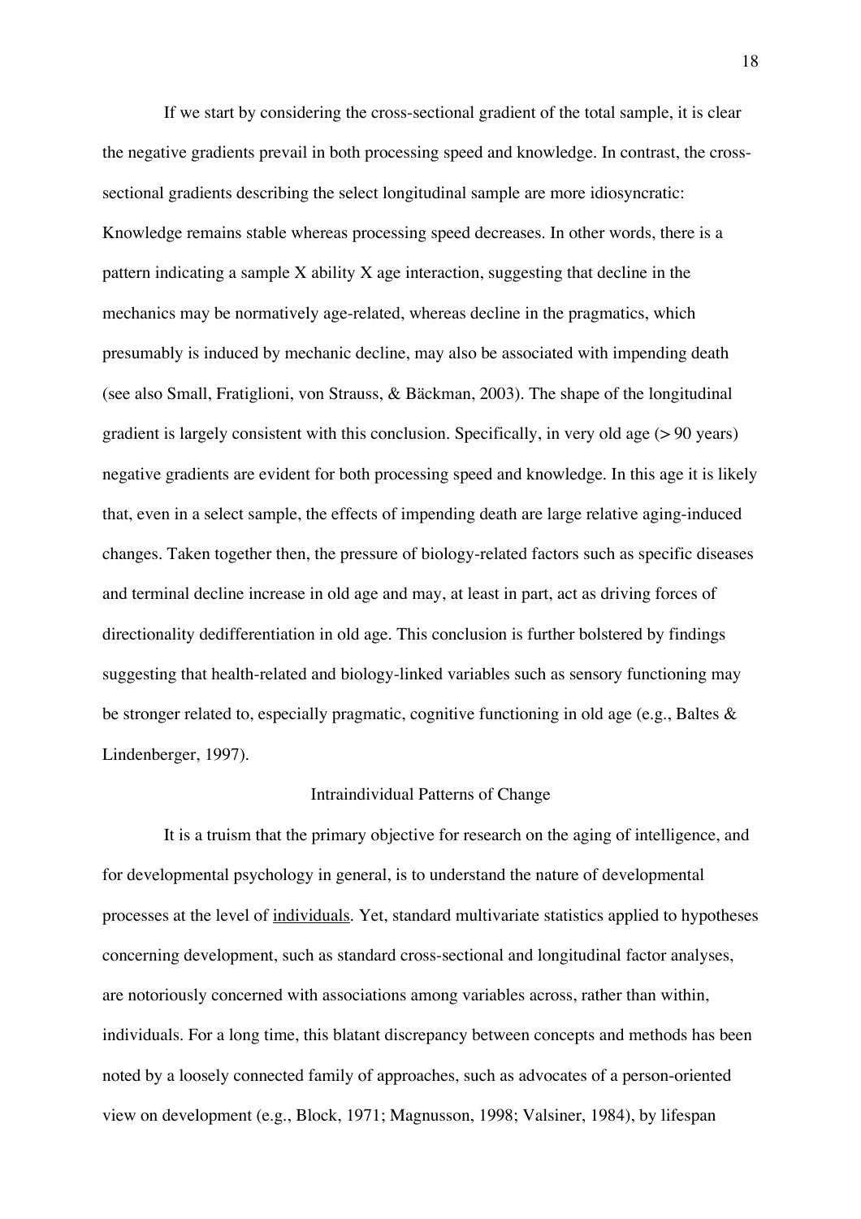If we start by considering the cross-sectional gradient of the total sample, it is clear the negative gradients prevail in both processing speed and knowledge. In contrast, the cross-sectional gradients describing the select longitudinal sample are more idiosyncratic: Knowledge remains stable whereas processing speed decreases. In other words, there is a pattern indicating a sample X ability X age interaction, suggesting that decline in the mechanics may be normatively age-related, whereas decline in the pragmatics, which presumably is induced by mechanic decline, may also be associated with impending death (see also Small, Fratiglioni, von Strauss, & Bäckman, 2003). The shape of the longitudinal gradient is largely consistent with this conclusion. Specifically, in very old age (> 90 years) negative gradients are evident for both processing speed and knowledge. In this age it is likely that, even in a select sample, the effects of impending death are large relative aging-induced changes. Taken together then, the pressure of biology-related factors such as specific diseases and terminal decline increase in old age and may, at least in part, act as driving forces of directionality dedifferentiation in old age. This conclusion is further bolstered by findings suggesting that health-related and biology-linked variables such as sensory functioning may be stronger related to, especially pragmatic, cognitive functioning in old age (e.g., Baltes & Lindenberger, 1997).

## Intraindividual Patterns of Change

It is a truism that the primary objective for research on the aging of intelligence, and for developmental psychology in general, is to understand the nature of developmental processes at the level of individuals. Yet, standard multivariate statistics applied to hypotheses concerning development, such as standard cross-sectional and longitudinal factor analyses, are notoriously concerned with associations among variables across, rather than within, individuals. For a long time, this blatant discrepancy between concepts and methods has been noted by a loosely connected family of approaches, such as advocates of a person-oriented view on development (e.g., Block, 1971; Magnusson, 1998; Valsiner, 1984), by lifespan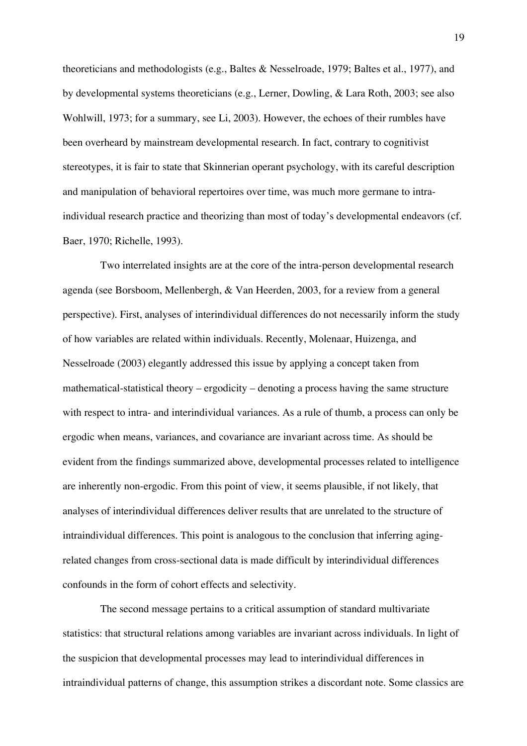theoreticians and methodologists (e.g., Baltes & Nesselroade, 1979; Baltes et al., 1977), and by developmental systems theoreticians (e.g., Lerner, Dowling, & Lara Roth, 2003; see also Wohlwill, 1973; for a summary, see Li, 2003). However, the echoes of their rumbles have been overheard by mainstream developmental research. In fact, contrary to cognitivist stereotypes, it is fair to state that Skinnerian operant psychology, with its careful description and manipulation of behavioral repertoires over time, was much more germane to intra-individual research practice and theorizing than most of today's developmental endeavors (cf. Baer, 1970; Richelle, 1993).

Two interrelated insights are at the core of the intra-person developmental research agenda (see Borsboom, Mellenbergh, & Van Heerden, 2003, for a review from a general perspective). First, analyses of interindividual differences do not necessarily inform the study of how variables are related within individuals. Recently, Molenaar, Huizenga, and Nesselroade (2003) elegantly addressed this issue by applying a concept taken from mathematical-statistical theory – ergodicity – denoting a process having the same structure with respect to intra- and interindividual variances. As a rule of thumb, a process can only be ergodic when means, variances, and covariance are invariant across time. As should be evident from the findings summarized above, developmental processes related to intelligence are inherently non-ergodic. From this point of view, it seems plausible, if not likely, that analyses of interindividual differences deliver results that are unrelated to the structure of intraindividual differences. This point is analogous to the conclusion that inferring aging-related changes from cross-sectional data is made difficult by interindividual differences confounds in the form of cohort effects and selectivity.

The second message pertains to a critical assumption of standard multivariate statistics: that structural relations among variables are invariant across individuals. In light of the suspicion that developmental processes may lead to interindividual differences in intraindividual patterns of change, this assumption strikes a discordant note. Some classics are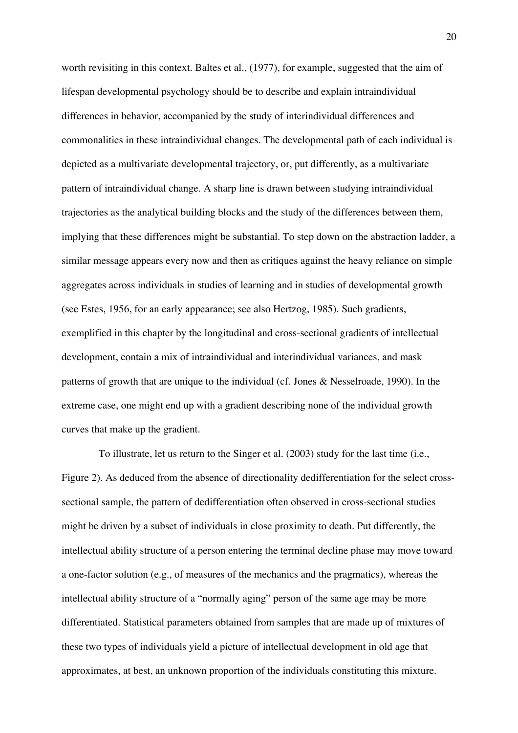worth revisiting in this context. Baltes et al., (1977), for example, suggested that the aim of lifespan developmental psychology should be to describe and explain intraindividual differences in behavior, accompanied by the study of interindividual differences and commonalities in these intraindividual changes. The developmental path of each individual is depicted as a multivariate developmental trajectory, or, put differently, as a multivariate pattern of intraindividual change. A sharp line is drawn between studying intraindividual trajectories as the analytical building blocks and the study of the differences between them, implying that these differences might be substantial. To step down on the abstraction ladder, a similar message appears every now and then as critiques against the heavy reliance on simple aggregates across individuals in studies of learning and in studies of developmental growth (see Estes, 1956, for an early appearance; see also Hertzog, 1985). Such gradients, exemplified in this chapter by the longitudinal and cross-sectional gradients of intellectual development, contain a mix of intraindividual and interindividual variances, and mask patterns of growth that are unique to the individual (cf. Jones & Nesselroade, 1990). In the extreme case, one might end up with a gradient describing none of the individual growth curves that make up the gradient.

To illustrate, let us return to the Singer et al. (2003) study for the last time (i.e., Figure 2). As deduced from the absence of directionality dedifferentiation for the select cross-sectional sample, the pattern of dedifferentiation often observed in cross-sectional studies might be driven by a subset of individuals in close proximity to death. Put differently, the intellectual ability structure of a person entering the terminal decline phase may move toward a one-factor solution (e.g., of measures of the mechanics and the pragmatics), whereas the intellectual ability structure of a "normally aging" person of the same age may be more differentiated. Statistical parameters obtained from samples that are made up of mixtures of these two types of individuals yield a picture of intellectual development in old age that approximates, at best, an unknown proportion of the individuals constituting this mixture.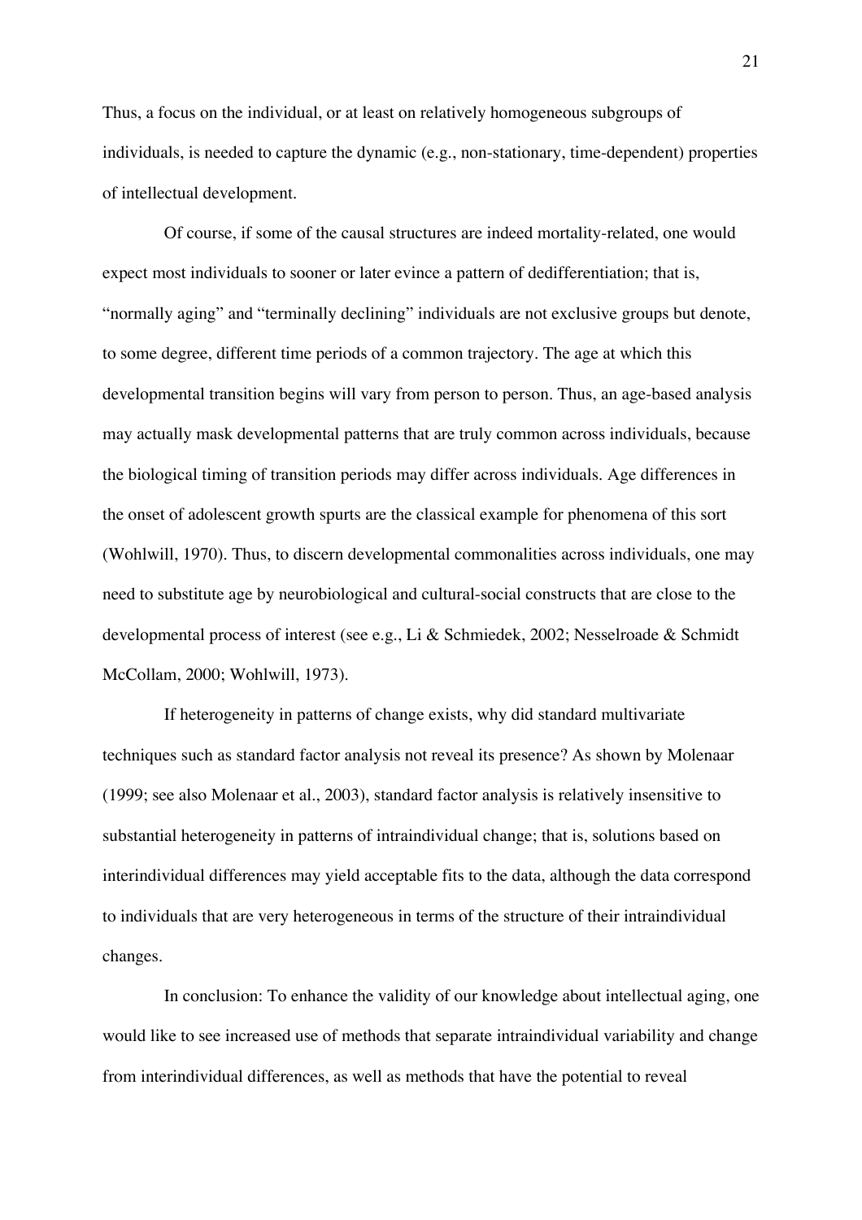Thus, a focus on the individual, or at least on relatively homogeneous subgroups of individuals, is needed to capture the dynamic (e.g., non-stationary, time-dependent) properties of intellectual development.

Of course, if some of the causal structures are indeed mortality-related, one would expect most individuals to sooner or later evince a pattern of dedifferentiation; that is, "normally aging" and "terminally declining" individuals are not exclusive groups but denote, to some degree, different time periods of a common trajectory. The age at which this developmental transition begins will vary from person to person. Thus, an age-based analysis may actually mask developmental patterns that are truly common across individuals, because the biological timing of transition periods may differ across individuals. Age differences in the onset of adolescent growth spurts are the classical example for phenomena of this sort (Wohlwill, 1970). Thus, to discern developmental commonalities across individuals, one may need to substitute age by neurobiological and cultural-social constructs that are close to the developmental process of interest (see e.g., Li & Schmiedek, 2002; Nesselroade & Schmidt McCollam, 2000; Wohlwill, 1973).

If heterogeneity in patterns of change exists, why did standard multivariate techniques such as standard factor analysis not reveal its presence? As shown by Molenaar (1999; see also Molenaar et al., 2003), standard factor analysis is relatively insensitive to substantial heterogeneity in patterns of intraindividual change; that is, solutions based on interindividual differences may yield acceptable fits to the data, although the data correspond to individuals that are very heterogeneous in terms of the structure of their intraindividual changes.

In conclusion: To enhance the validity of our knowledge about intellectual aging, one would like to see increased use of methods that separate intraindividual variability and change from interindividual differences, as well as methods that have the potential to reveal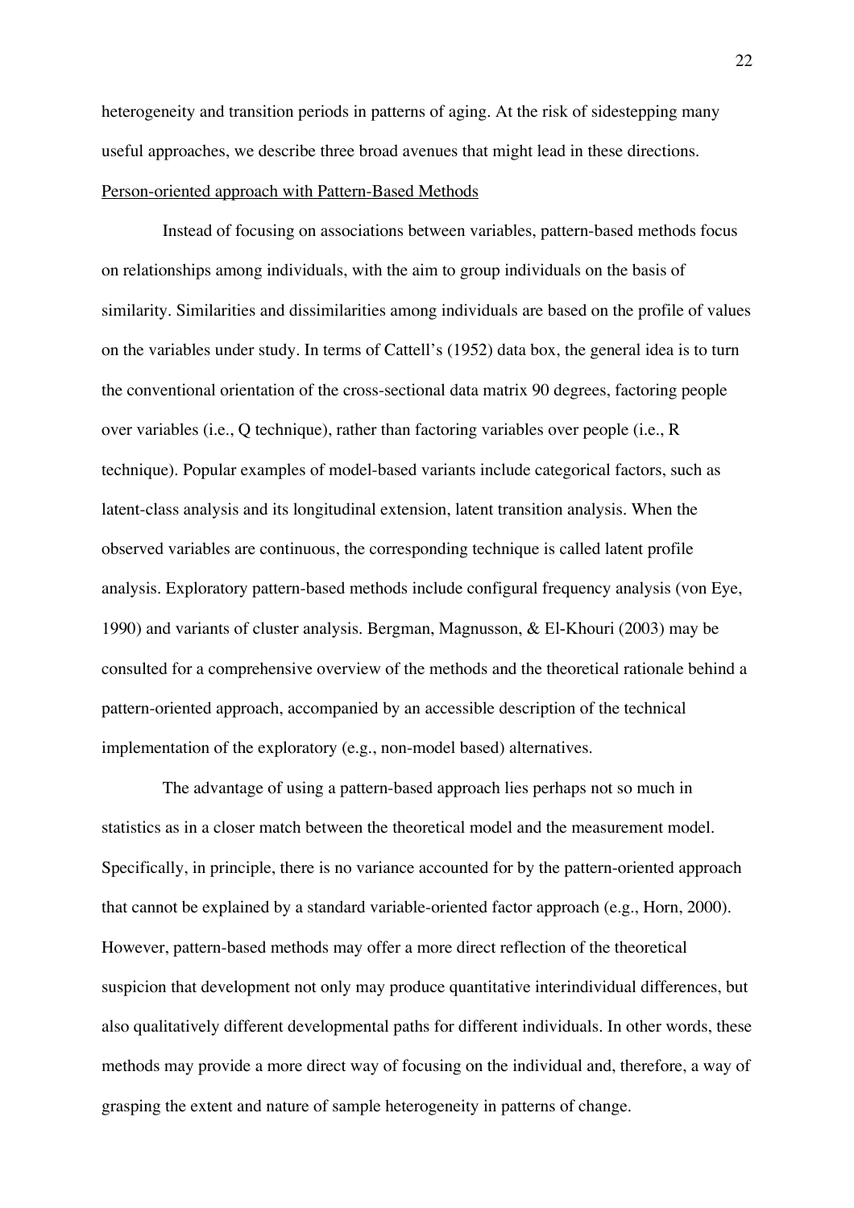heterogeneity and transition periods in patterns of aging. At the risk of sidestepping many useful approaches, we describe three broad avenues that might lead in these directions.

### Person-oriented approach with Pattern-Based Methods

Instead of focusing on associations between variables, pattern-based methods focus on relationships among individuals, with the aim to group individuals on the basis of similarity. Similarities and dissimilarities among individuals are based on the profile of values on the variables under study. In terms of Cattell's (1952) data box, the general idea is to turn the conventional orientation of the cross-sectional data matrix 90 degrees, factoring people over variables (i.e., Q technique), rather than factoring variables over people (i.e., R technique). Popular examples of model-based variants include categorical factors, such as latent-class analysis and its longitudinal extension, latent transition analysis. When the observed variables are continuous, the corresponding technique is called latent profile analysis. Exploratory pattern-based methods include configural frequency analysis (von Eye, 1990) and variants of cluster analysis. Bergman, Magnusson, & El-Khouri (2003) may be consulted for a comprehensive overview of the methods and the theoretical rationale behind a pattern-oriented approach, accompanied by an accessible description of the technical implementation of the exploratory (e.g., non-model based) alternatives.

The advantage of using a pattern-based approach lies perhaps not so much in statistics as in a closer match between the theoretical model and the measurement model. Specifically, in principle, there is no variance accounted for by the pattern-oriented approach that cannot be explained by a standard variable-oriented factor approach (e.g., Horn, 2000). However, pattern-based methods may offer a more direct reflection of the theoretical suspicion that development not only may produce quantitative interindividual differences, but also qualitatively different developmental paths for different individuals. In other words, these methods may provide a more direct way of focusing on the individual and, therefore, a way of grasping the extent and nature of sample heterogeneity in patterns of change.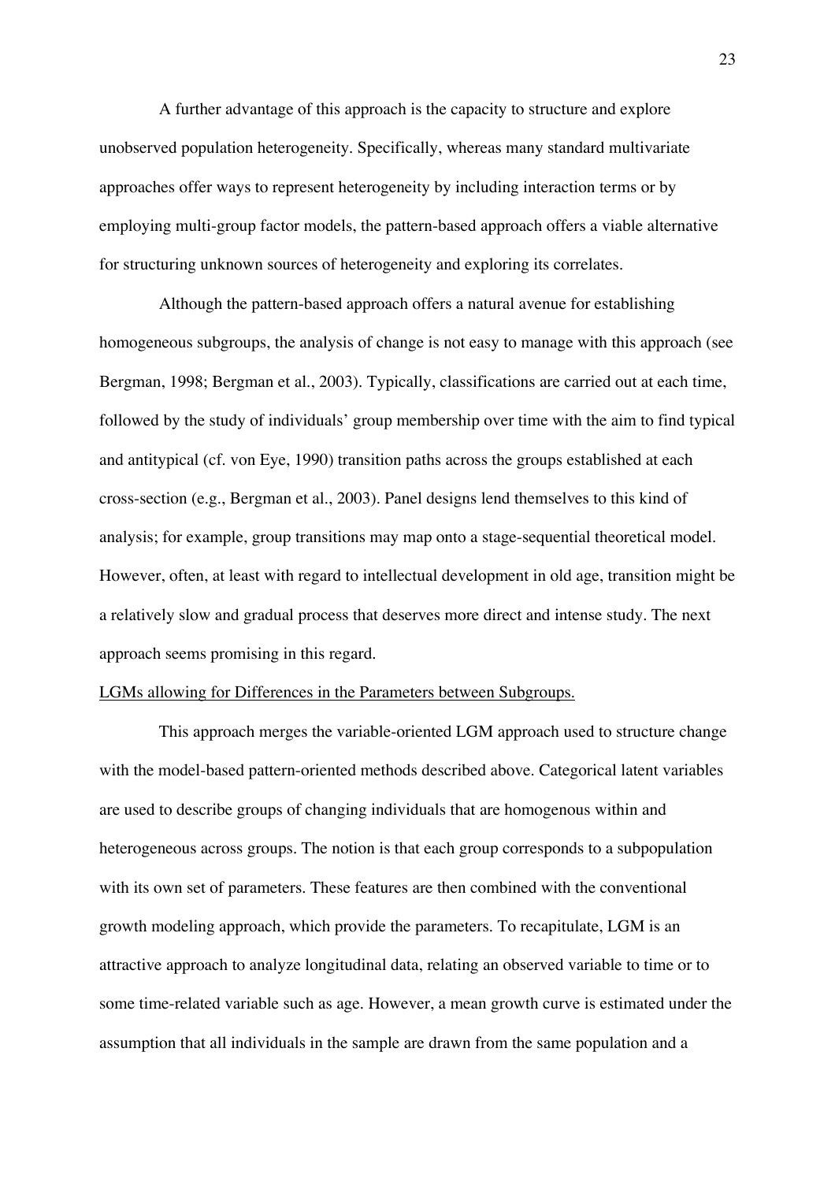A further advantage of this approach is the capacity to structure and explore unobserved population heterogeneity. Specifically, whereas many standard multivariate approaches offer ways to represent heterogeneity by including interaction terms or by employing multi-group factor models, the pattern-based approach offers a viable alternative for structuring unknown sources of heterogeneity and exploring its correlates.

Although the pattern-based approach offers a natural avenue for establishing homogeneous subgroups, the analysis of change is not easy to manage with this approach (see Bergman, 1998; Bergman et al., 2003). Typically, classifications are carried out at each time, followed by the study of individuals' group membership over time with the aim to find typical and antitypical (cf. von Eye, 1990) transition paths across the groups established at each cross-section (e.g., Bergman et al., 2003). Panel designs lend themselves to this kind of analysis; for example, group transitions may map onto a stage-sequential theoretical model. However, often, at least with regard to intellectual development in old age, transition might be a relatively slow and gradual process that deserves more direct and intense study. The next approach seems promising in this regard.

<u>LGMs allowing for Differences in the Parameters between Subgroups.</u>

This approach merges the variable-oriented LGM approach used to structure change with the model-based pattern-oriented methods described above. Categorical latent variables are used to describe groups of changing individuals that are homogenous within and heterogeneous across groups. The notion is that each group corresponds to a subpopulation with its own set of parameters. These features are then combined with the conventional growth modeling approach, which provide the parameters. To recapitulate, LGM is an attractive approach to analyze longitudinal data, relating an observed variable to time or to some time-related variable such as age. However, a mean growth curve is estimated under the assumption that all individuals in the sample are drawn from the same population and a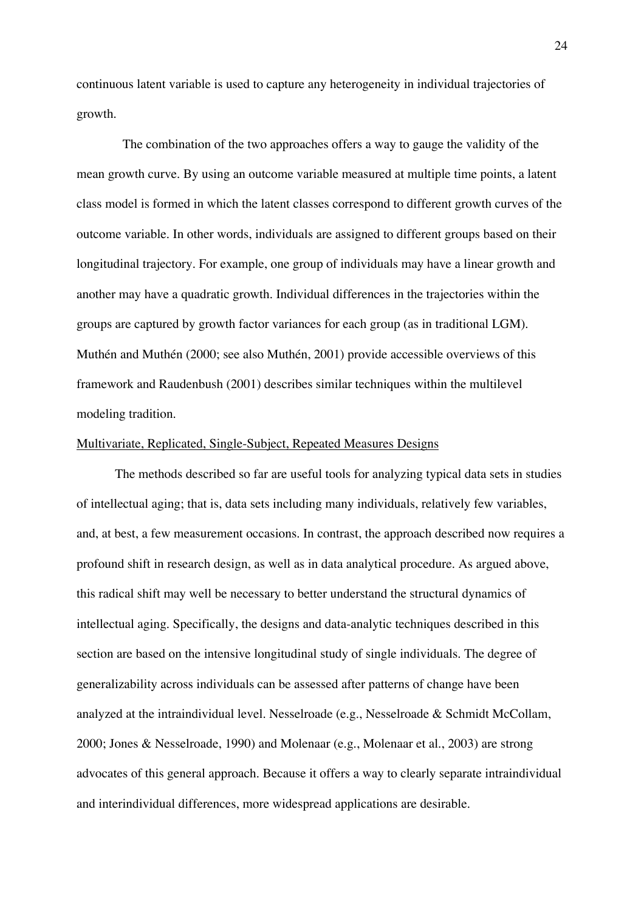continuous latent variable is used to capture any heterogeneity in individual trajectories of growth.

The combination of the two approaches offers a way to gauge the validity of the mean growth curve. By using an outcome variable measured at multiple time points, a latent class model is formed in which the latent classes correspond to different growth curves of the outcome variable. In other words, individuals are assigned to different groups based on their longitudinal trajectory. For example, one group of individuals may have a linear growth and another may have a quadratic growth. Individual differences in the trajectories within the groups are captured by growth factor variances for each group (as in traditional LGM). Muthén and Muthén (2000; see also Muthén, 2001) provide accessible overviews of this framework and Raudenbush (2001) describes similar techniques within the multilevel modeling tradition.

## Multivariate, Replicated, Single-Subject, Repeated Measures Designs

The methods described so far are useful tools for analyzing typical data sets in studies of intellectual aging; that is, data sets including many individuals, relatively few variables, and, at best, a few measurement occasions. In contrast, the approach described now requires a profound shift in research design, as well as in data analytical procedure. As argued above, this radical shift may well be necessary to better understand the structural dynamics of intellectual aging. Specifically, the designs and data-analytic techniques described in this section are based on the intensive longitudinal study of single individuals. The degree of generalizability across individuals can be assessed after patterns of change have been analyzed at the intraindividual level. Nesselroade (e.g., Nesselroade & Schmidt McCollam, 2000; Jones & Nesselroade, 1990) and Molenaar (e.g., Molenaar et al., 2003) are strong advocates of this general approach. Because it offers a way to clearly separate intraindividual and interindividual differences, more widespread applications are desirable.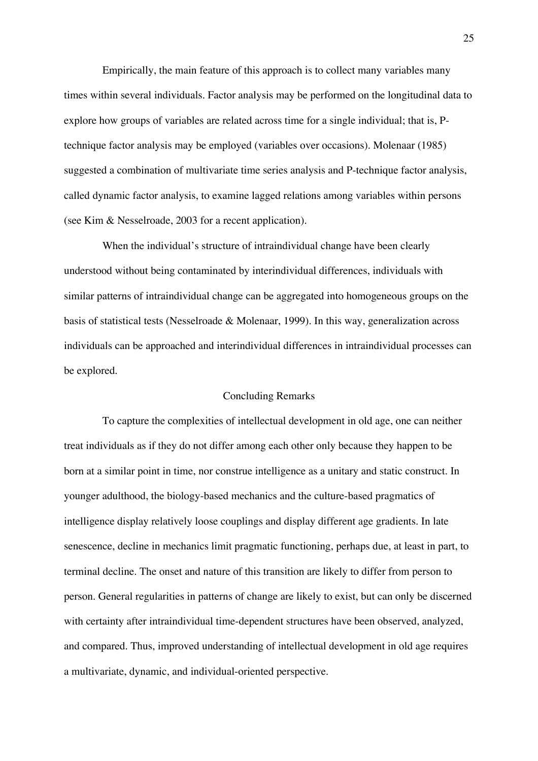Empirically, the main feature of this approach is to collect many variables many times within several individuals. Factor analysis may be performed on the longitudinal data to explore how groups of variables are related across time for a single individual; that is, P-technique factor analysis may be employed (variables over occasions). Molenaar (1985) suggested a combination of multivariate time series analysis and P-technique factor analysis, called dynamic factor analysis, to examine lagged relations among variables within persons (see Kim & Nesselroade, 2003 for a recent application).

When the individual's structure of intraindividual change have been clearly understood without being contaminated by interindividual differences, individuals with similar patterns of intraindividual change can be aggregated into homogeneous groups on the basis of statistical tests (Nesselroade & Molenaar, 1999). In this way, generalization across individuals can be approached and interindividual differences in intraindividual processes can be explored.

## Concluding Remarks

To capture the complexities of intellectual development in old age, one can neither treat individuals as if they do not differ among each other only because they happen to be born at a similar point in time, nor construe intelligence as a unitary and static construct. In younger adulthood, the biology-based mechanics and the culture-based pragmatics of intelligence display relatively loose couplings and display different age gradients. In late senescence, decline in mechanics limit pragmatic functioning, perhaps due, at least in part, to terminal decline. The onset and nature of this transition are likely to differ from person to person. General regularities in patterns of change are likely to exist, but can only be discerned with certainty after intraindividual time-dependent structures have been observed, analyzed, and compared. Thus, improved understanding of intellectual development in old age requires a multivariate, dynamic, and individual-oriented perspective.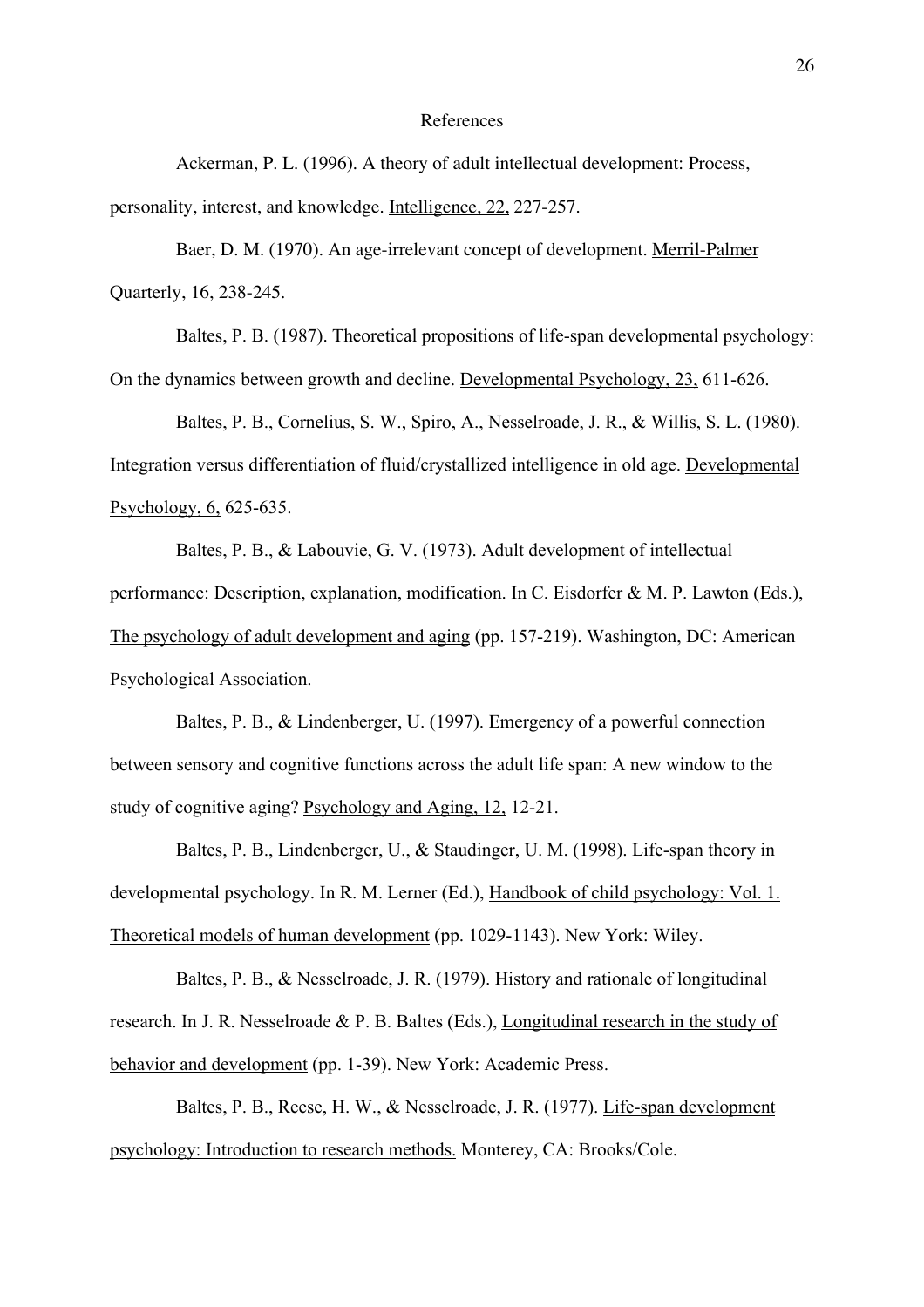# References

Ackerman, P. L. (1996). A theory of adult intellectual development: Process, personality, interest, and knowledge. Intelligence, 22, 227-257.

Baer, D. M. (1970). An age-irrelevant concept of development. Merril-Palmer Quarterly, 16, 238-245.

Baltes, P. B. (1987). Theoretical propositions of life-span developmental psychology: On the dynamics between growth and decline. Developmental Psychology, 23, 611-626.

Baltes, P. B., Cornelius, S. W., Spiro, A., Nesselroade, J. R., & Willis, S. L. (1980). Integration versus differentiation of fluid/crystallized intelligence in old age. Developmental Psychology, 6, 625-635.

Baltes, P. B., & Labouvie, G. V. (1973). Adult development of intellectual performance: Description, explanation, modification. In C. Eisdorfer & M. P. Lawton (Eds.), The psychology of adult development and aging (pp. 157-219). Washington, DC: American Psychological Association.

Baltes, P. B., & Lindenberger, U. (1997). Emergency of a powerful connection between sensory and cognitive functions across the adult life span: A new window to the study of cognitive aging? Psychology and Aging, 12, 12-21.

Baltes, P. B., Lindenberger, U., & Staudinger, U. M. (1998). Life-span theory in developmental psychology. In R. M. Lerner (Ed.), Handbook of child psychology: Vol. 1. Theoretical models of human development (pp. 1029-1143). New York: Wiley.

Baltes, P. B., & Nesselroade, J. R. (1979). History and rationale of longitudinal research. In J. R. Nesselroade & P. B. Baltes (Eds.), Longitudinal research in the study of behavior and development (pp. 1-39). New York: Academic Press.

Baltes, P. B., Reese, H. W., & Nesselroade, J. R. (1977). Life-span development psychology: Introduction to research methods. Monterey, CA: Brooks/Cole.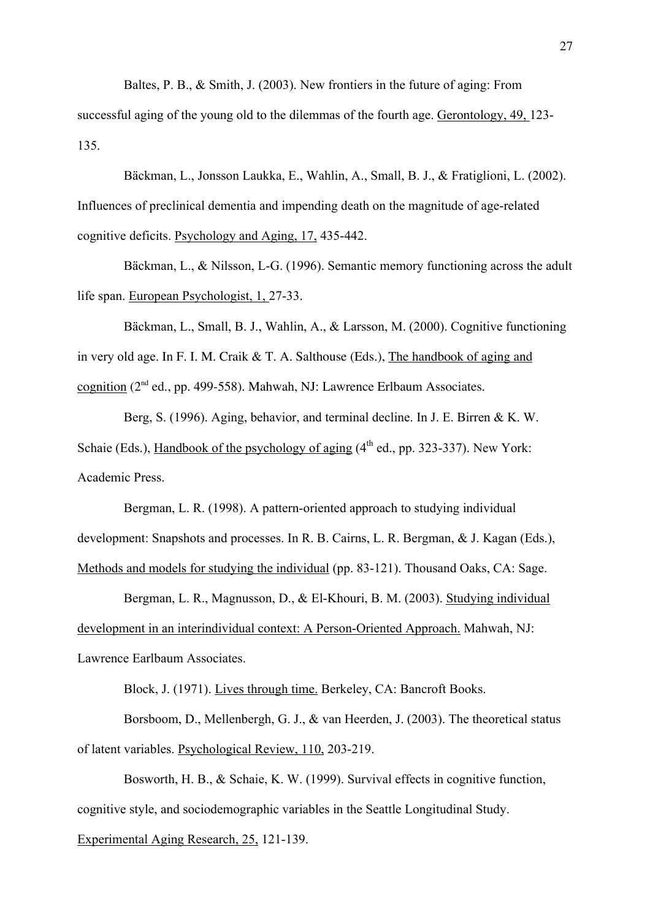Baltes, P. B., & Smith, J. (2003). New frontiers in the future of aging: From successful aging of the young old to the dilemmas of the fourth age. Gerontology, 49, 123-135.

Bäckman, L., Jonsson Laukka, E., Wahlin, A., Small, B. J., & Fratiglioni, L. (2002). Influences of preclinical dementia and impending death on the magnitude of age-related cognitive deficits. Psychology and Aging, 17, 435-442.

Bäckman, L., & Nilsson, L-G. (1996). Semantic memory functioning across the adult life span. European Psychologist, 1, 27-33.

Bäckman, L., Small, B. J., Wahlin, A., & Larsson, M. (2000). Cognitive functioning in very old age. In F. I. M. Craik & T. A. Salthouse (Eds.), The handbook of aging and cognition (2nd ed., pp. 499-558). Mahwah, NJ: Lawrence Erlbaum Associates.

Berg, S. (1996). Aging, behavior, and terminal decline. In J. E. Birren & K. W. Schaie (Eds.), Handbook of the psychology of aging (4th ed., pp. 323-337). New York: Academic Press.

Bergman, L. R. (1998). A pattern-oriented approach to studying individual development: Snapshots and processes. In R. B. Cairns, L. R. Bergman, & J. Kagan (Eds.), Methods and models for studying the individual (pp. 83-121). Thousand Oaks, CA: Sage.

Bergman, L. R., Magnusson, D., & El-Khouri, B. M. (2003). Studying individual development in an interindividual context: A Person-Oriented Approach. Mahwah, NJ: Lawrence Earlbaum Associates.

Block, J. (1971). Lives through time. Berkeley, CA: Bancroft Books.

Borsboom, D., Mellenbergh, G. J., & van Heerden, J. (2003). The theoretical status of latent variables. Psychological Review, 110, 203-219.

Bosworth, H. B., & Schaie, K. W. (1999). Survival effects in cognitive function, cognitive style, and sociodemographic variables in the Seattle Longitudinal Study. Experimental Aging Research, 25, 121-139.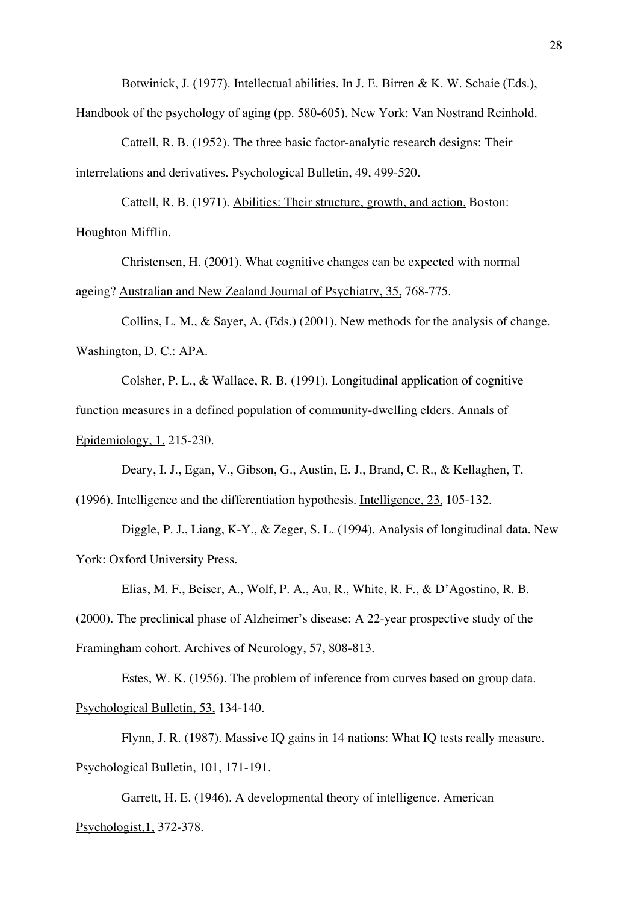Botwinick, J. (1977). Intellectual abilities. In J. E. Birren & K. W. Schaie (Eds.), Handbook of the psychology of aging (pp. 580-605). New York: Van Nostrand Reinhold.

Cattell, R. B. (1952). The three basic factor-analytic research designs: Their interrelations and derivatives. Psychological Bulletin, 49, 499-520.

Cattell, R. B. (1971). Abilities: Their structure, growth, and action. Boston: Houghton Mifflin.

Christensen, H. (2001). What cognitive changes can be expected with normal ageing? Australian and New Zealand Journal of Psychiatry, 35, 768-775.

Collins, L. M., & Sayer, A. (Eds.) (2001). New methods for the analysis of change. Washington, D. C.: APA.

Colsher, P. L., & Wallace, R. B. (1991). Longitudinal application of cognitive function measures in a defined population of community-dwelling elders. Annals of Epidemiology, 1, 215-230.

Deary, I. J., Egan, V., Gibson, G., Austin, E. J., Brand, C. R., & Kellaghen, T. (1996). Intelligence and the differentiation hypothesis. Intelligence, 23, 105-132.

Diggle, P. J., Liang, K-Y., & Zeger, S. L. (1994). Analysis of longitudinal data. New York: Oxford University Press.

Elias, M. F., Beiser, A., Wolf, P. A., Au, R., White, R. F., & D'Agostino, R. B. (2000). The preclinical phase of Alzheimer's disease: A 22-year prospective study of the Framingham cohort. Archives of Neurology, 57, 808-813.

Estes, W. K. (1956). The problem of inference from curves based on group data. Psychological Bulletin, 53, 134-140.

Flynn, J. R. (1987). Massive IQ gains in 14 nations: What IQ tests really measure. Psychological Bulletin, 101, 171-191.

Garrett, H. E. (1946). A developmental theory of intelligence. American Psychologist,1, 372-378.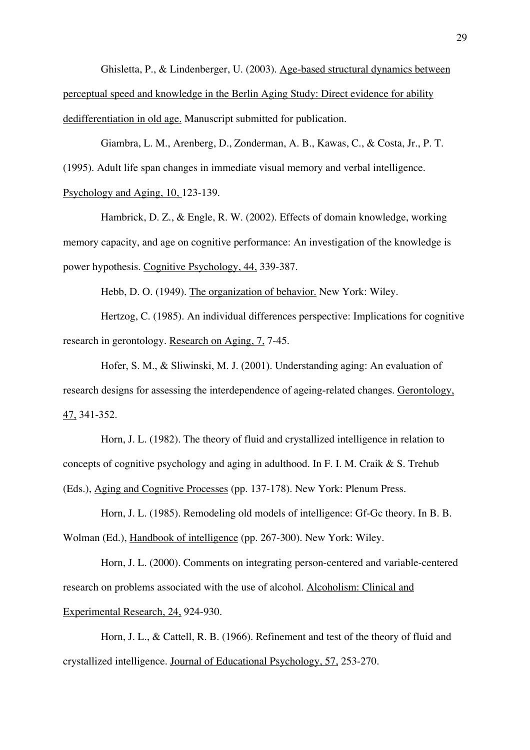Ghisletta, P., & Lindenberger, U. (2003). Age-based structural dynamics between perceptual speed and knowledge in the Berlin Aging Study: Direct evidence for ability dedifferentiation in old age. Manuscript submitted for publication.

Giambra, L. M., Arenberg, D., Zonderman, A. B., Kawas, C., & Costa, Jr., P. T. (1995). Adult life span changes in immediate visual memory and verbal intelligence. Psychology and Aging, 10, 123-139.

Hambrick, D. Z., & Engle, R. W. (2002). Effects of domain knowledge, working memory capacity, and age on cognitive performance: An investigation of the knowledge is power hypothesis. Cognitive Psychology, 44, 339-387.

Hebb, D. O. (1949). The organization of behavior. New York: Wiley.

Hertzog, C. (1985). An individual differences perspective: Implications for cognitive research in gerontology. Research on Aging, 7, 7-45.

Hofer, S. M., & Sliwinski, M. J. (2001). Understanding aging: An evaluation of research designs for assessing the interdependence of ageing-related changes. Gerontology, 47, 341-352.

Horn, J. L. (1982). The theory of fluid and crystallized intelligence in relation to concepts of cognitive psychology and aging in adulthood. In F. I. M. Craik & S. Trehub (Eds.), Aging and Cognitive Processes (pp. 137-178). New York: Plenum Press.

Horn, J. L. (1985). Remodeling old models of intelligence: Gf-Gc theory. In B. B. Wolman (Ed.), Handbook of intelligence (pp. 267-300). New York: Wiley.

Horn, J. L. (2000). Comments on integrating person-centered and variable-centered research on problems associated with the use of alcohol. Alcoholism: Clinical and Experimental Research, 24, 924-930.

Horn, J. L., & Cattell, R. B. (1966). Refinement and test of the theory of fluid and crystallized intelligence. Journal of Educational Psychology, 57, 253-270.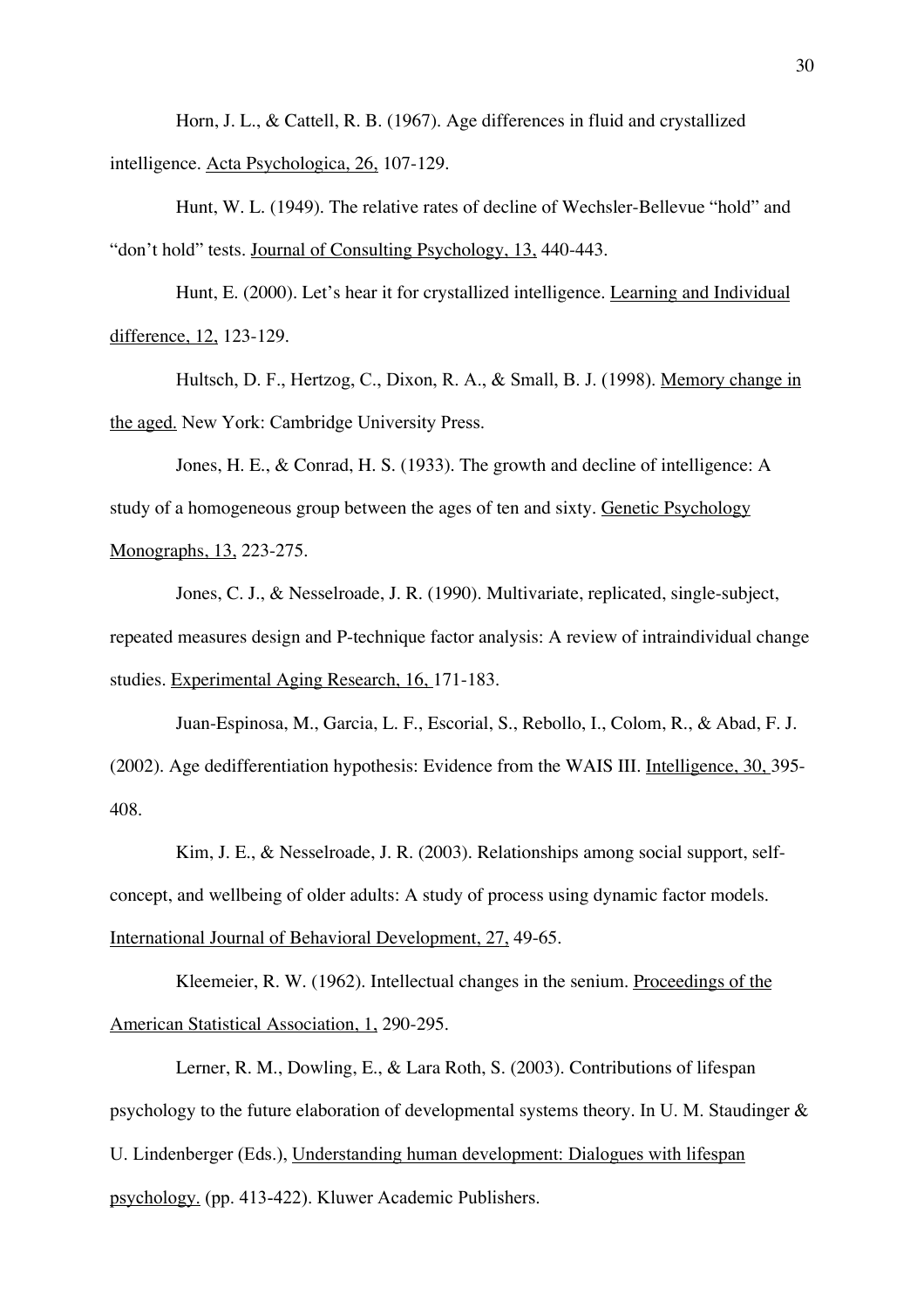Horn, J. L., & Cattell, R. B. (1967). Age differences in fluid and crystallized intelligence. Acta Psychologica, 26, 107-129.

Hunt, W. L. (1949). The relative rates of decline of Wechsler-Bellevue "hold" and "don't hold" tests. Journal of Consulting Psychology, 13, 440-443.

Hunt, E. (2000). Let's hear it for crystallized intelligence. Learning and Individual difference, 12, 123-129.

Hultsch, D. F., Hertzog, C., Dixon, R. A., & Small, B. J. (1998). Memory change in the aged. New York: Cambridge University Press.

Jones, H. E., & Conrad, H. S. (1933). The growth and decline of intelligence: A study of a homogeneous group between the ages of ten and sixty. Genetic Psychology Monographs, 13, 223-275.

Jones, C. J., & Nesselroade, J. R. (1990). Multivariate, replicated, single-subject, repeated measures design and P-technique factor analysis: A review of intraindividual change studies. Experimental Aging Research, 16, 171-183.

Juan-Espinosa, M., Garcia, L. F., Escorial, S., Rebollo, I., Colom, R., & Abad, F. J. (2002). Age dedifferentiation hypothesis: Evidence from the WAIS III. Intelligence, 30, 395-408.

Kim, J. E., & Nesselroade, J. R. (2003). Relationships among social support, self-concept, and wellbeing of older adults: A study of process using dynamic factor models. International Journal of Behavioral Development, 27, 49-65.

Kleemeier, R. W. (1962). Intellectual changes in the senium. Proceedings of the American Statistical Association, 1, 290-295.

Lerner, R. M., Dowling, E., & Lara Roth, S. (2003). Contributions of lifespan psychology to the future elaboration of developmental systems theory. In U. M. Staudinger & U. Lindenberger (Eds.), Understanding human development: Dialogues with lifespan psychology. (pp. 413-422). Kluwer Academic Publishers.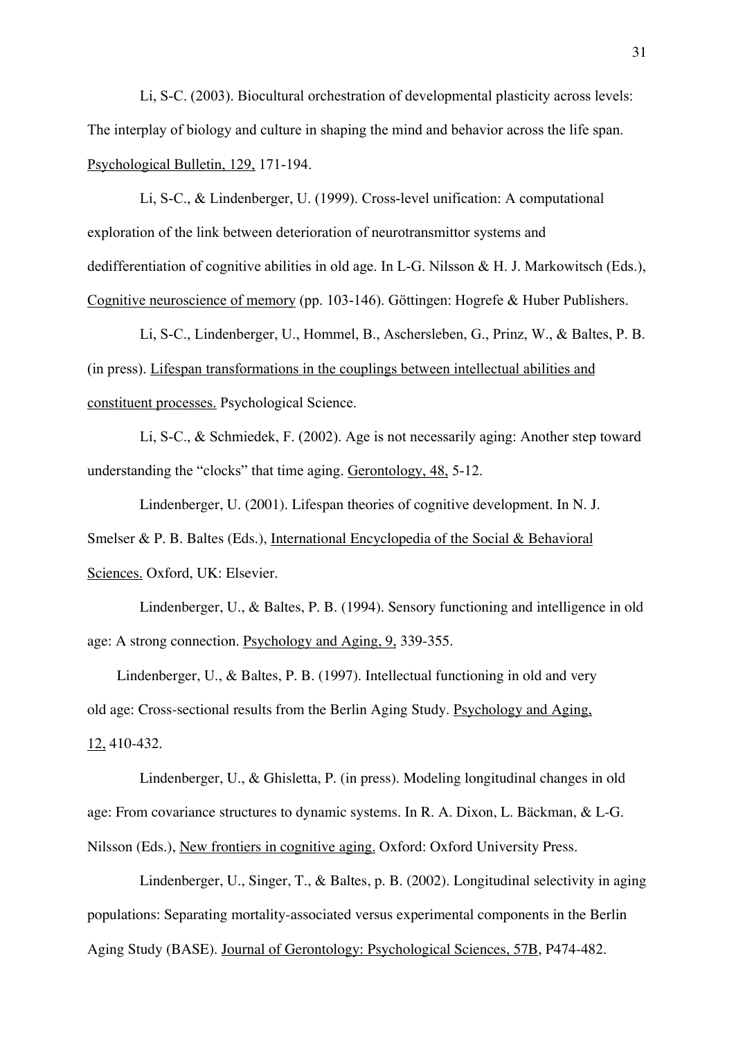Li, S-C. (2003). Biocultural orchestration of developmental plasticity across levels: The interplay of biology and culture in shaping the mind and behavior across the life span. Psychological Bulletin, 129, 171-194.

Li, S-C., & Lindenberger, U. (1999). Cross-level unification: A computational exploration of the link between deterioration of neurotransmittor systems and dedifferentiation of cognitive abilities in old age. In L-G. Nilsson & H. J. Markowitsch (Eds.), Cognitive neuroscience of memory (pp. 103-146). Göttingen: Hogrefe & Huber Publishers.

Li, S-C., Lindenberger, U., Hommel, B., Aschersleben, G., Prinz, W., & Baltes, P. B. (in press). Lifespan transformations in the couplings between intellectual abilities and constituent processes. Psychological Science.

Li, S-C., & Schmiedek, F. (2002). Age is not necessarily aging: Another step toward understanding the "clocks" that time aging. Gerontology, 48, 5-12.

Lindenberger, U. (2001). Lifespan theories of cognitive development. In N. J. Smelser & P. B. Baltes (Eds.), International Encyclopedia of the Social & Behavioral Sciences. Oxford, UK: Elsevier.

Lindenberger, U., & Baltes, P. B. (1994). Sensory functioning and intelligence in old age: A strong connection. Psychology and Aging, 9, 339-355.

Lindenberger, U., & Baltes, P. B. (1997). Intellectual functioning in old and very old age: Cross-sectional results from the Berlin Aging Study. Psychology and Aging, 12, 410-432.

Lindenberger, U., & Ghisletta, P. (in press). Modeling longitudinal changes in old age: From covariance structures to dynamic systems. In R. A. Dixon, L. Bäckman, & L-G. Nilsson (Eds.), New frontiers in cognitive aging. Oxford: Oxford University Press.

Lindenberger, U., Singer, T., & Baltes, p. B. (2002). Longitudinal selectivity in aging populations: Separating mortality-associated versus experimental components in the Berlin Aging Study (BASE). Journal of Gerontology: Psychological Sciences, 57B, P474-482.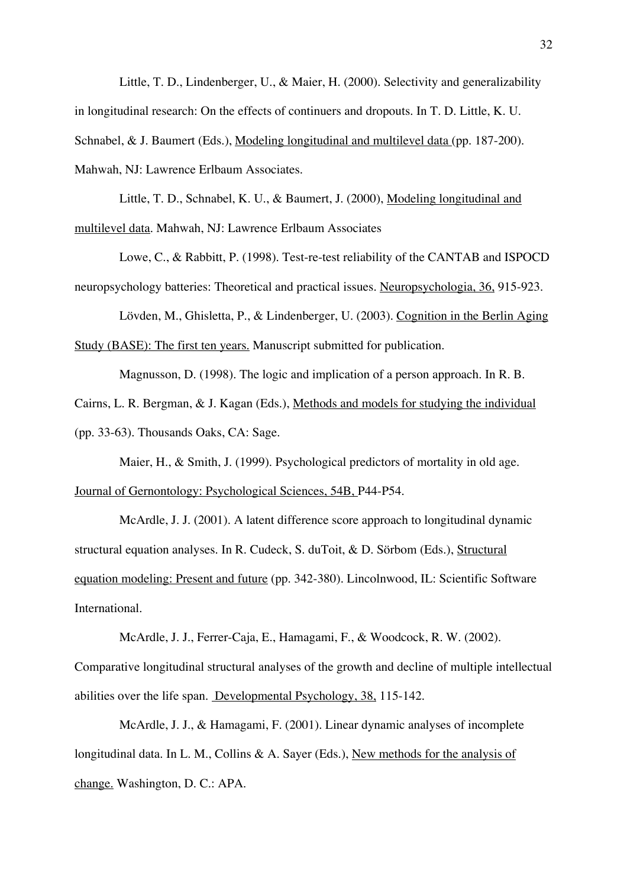Little, T. D., Lindenberger, U., & Maier, H. (2000). Selectivity and generalizability in longitudinal research: On the effects of continuers and dropouts. In T. D. Little, K. U. Schnabel, & J. Baumert (Eds.), Modeling longitudinal and multilevel data (pp. 187-200). Mahwah, NJ: Lawrence Erlbaum Associates.

Little, T. D., Schnabel, K. U., & Baumert, J. (2000), Modeling longitudinal and multilevel data. Mahwah, NJ: Lawrence Erlbaum Associates

Lowe, C., & Rabbitt, P. (1998). Test-re-test reliability of the CANTAB and ISPOCD neuropsychology batteries: Theoretical and practical issues. Neuropsychologia, 36, 915-923.

Lövden, M., Ghisletta, P., & Lindenberger, U. (2003). Cognition in the Berlin Aging Study (BASE): The first ten years. Manuscript submitted for publication.

Magnusson, D. (1998). The logic and implication of a person approach. In R. B. Cairns, L. R. Bergman, & J. Kagan (Eds.), Methods and models for studying the individual (pp. 33-63). Thousands Oaks, CA: Sage.

Maier, H., & Smith, J. (1999). Psychological predictors of mortality in old age. Journal of Gernontology: Psychological Sciences, 54B, P44-P54.

McArdle, J. J. (2001). A latent difference score approach to longitudinal dynamic structural equation analyses. In R. Cudeck, S. duToit, & D. Sörbom (Eds.), Structural equation modeling: Present and future (pp. 342-380). Lincolnwood, IL: Scientific Software International.

McArdle, J. J., Ferrer-Caja, E., Hamagami, F., & Woodcock, R. W. (2002). Comparative longitudinal structural analyses of the growth and decline of multiple intellectual abilities over the life span. Developmental Psychology, 38, 115-142.

McArdle, J. J., & Hamagami, F. (2001). Linear dynamic analyses of incomplete longitudinal data. In L. M., Collins & A. Sayer (Eds.), New methods for the analysis of change. Washington, D. C.: APA.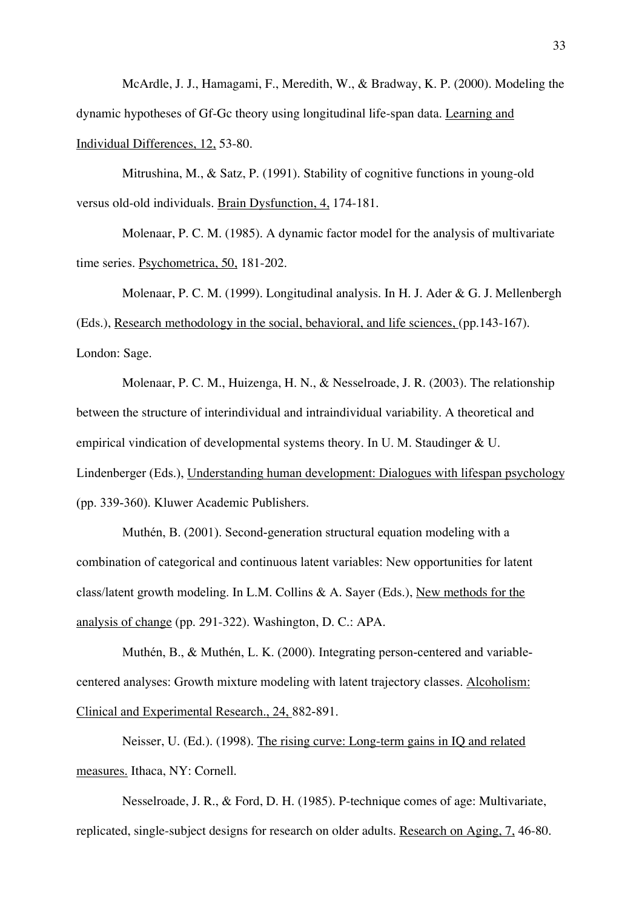McArdle, J. J., Hamagami, F., Meredith, W., & Bradway, K. P. (2000). Modeling the dynamic hypotheses of Gf-Gc theory using longitudinal life-span data. Learning and Individual Differences, 12, 53-80.

Mitrushina, M., & Satz, P. (1991). Stability of cognitive functions in young-old versus old-old individuals. Brain Dysfunction, 4, 174-181.

Molenaar, P. C. M. (1985). A dynamic factor model for the analysis of multivariate time series. Psychometrica, 50, 181-202.

Molenaar, P. C. M. (1999). Longitudinal analysis. In H. J. Ader & G. J. Mellenbergh (Eds.), Research methodology in the social, behavioral, and life sciences, (pp.143-167). London: Sage.

Molenaar, P. C. M., Huizenga, H. N., & Nesselroade, J. R. (2003). The relationship between the structure of interindividual and intraindividual variability. A theoretical and empirical vindication of developmental systems theory. In U. M. Staudinger & U. Lindenberger (Eds.), Understanding human development: Dialogues with lifespan psychology (pp. 339-360). Kluwer Academic Publishers.

Muthén, B. (2001). Second-generation structural equation modeling with a combination of categorical and continuous latent variables: New opportunities for latent class/latent growth modeling. In L.M. Collins & A. Sayer (Eds.), New methods for the analysis of change (pp. 291-322). Washington, D. C.: APA.

Muthén, B., & Muthén, L. K. (2000). Integrating person-centered and variable-centered analyses: Growth mixture modeling with latent trajectory classes. Alcoholism: Clinical and Experimental Research., 24, 882-891.

Neisser, U. (Ed.). (1998). The rising curve: Long-term gains in IQ and related measures. Ithaca, NY: Cornell.

Nesselroade, J. R., & Ford, D. H. (1985). P-technique comes of age: Multivariate, replicated, single-subject designs for research on older adults. Research on Aging, 7, 46-80.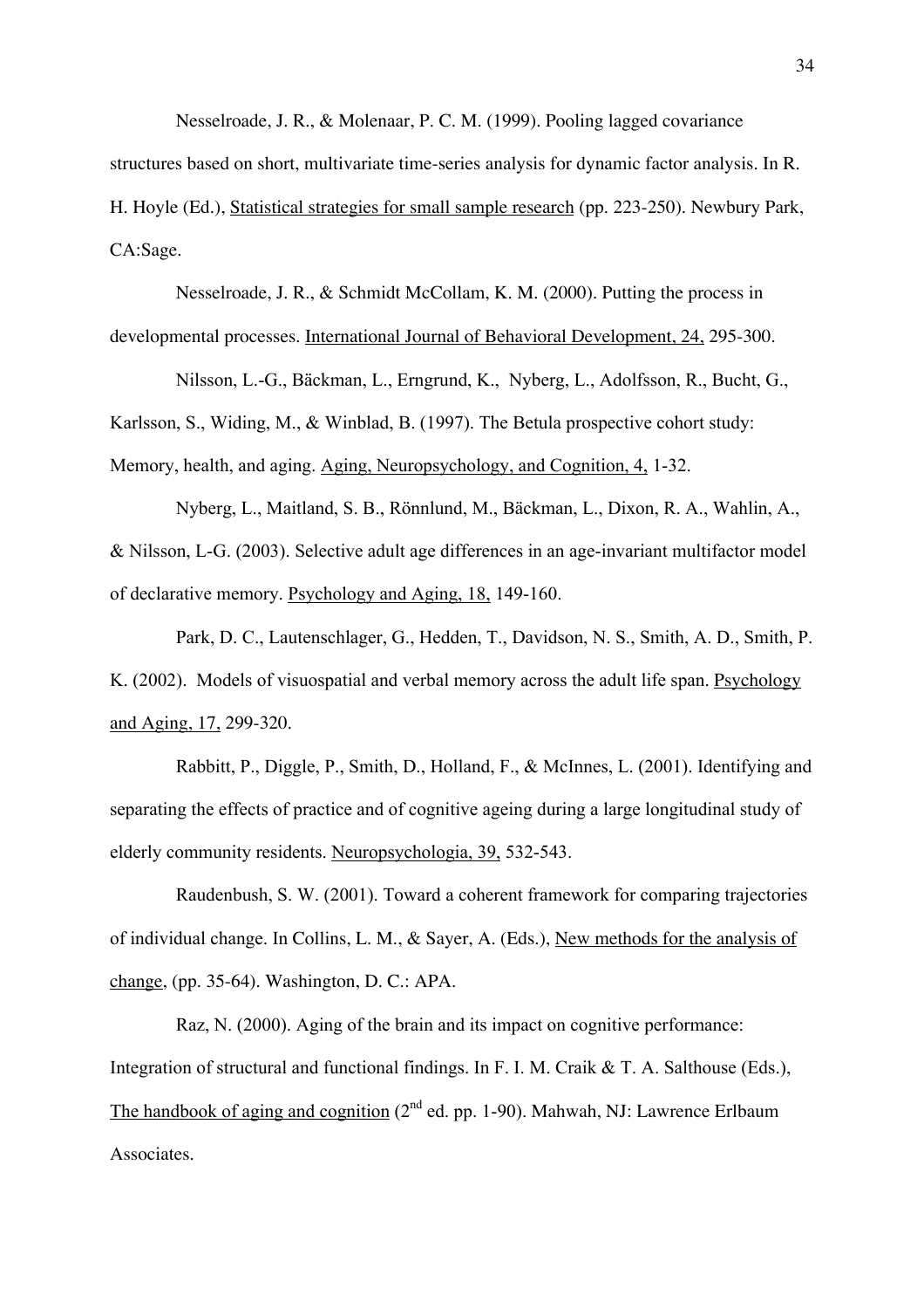Nesselroade, J. R., & Molenaar, P. C. M. (1999). Pooling lagged covariance structures based on short, multivariate time-series analysis for dynamic factor analysis. In R. H. Hoyle (Ed.), Statistical strategies for small sample research (pp. 223-250). Newbury Park, CA:Sage.

Nesselroade, J. R., & Schmidt McCollam, K. M. (2000). Putting the process in developmental processes. International Journal of Behavioral Development, 24, 295-300.

Nilsson, L.-G., Bäckman, L., Erngrund, K., Nyberg, L., Adolfsson, R., Bucht, G., Karlsson, S., Widing, M., & Winblad, B. (1997). The Betula prospective cohort study: Memory, health, and aging. Aging, Neuropsychology, and Cognition, 4, 1-32.

Nyberg, L., Maitland, S. B., Rönnlund, M., Bäckman, L., Dixon, R. A., Wahlin, A., & Nilsson, L-G. (2003). Selective adult age differences in an age-invariant multifactor model of declarative memory. Psychology and Aging, 18, 149-160.

Park, D. C., Lautenschlager, G., Hedden, T., Davidson, N. S., Smith, A. D., Smith, P. K. (2002). Models of visuospatial and verbal memory across the adult life span. Psychology and Aging, 17, 299-320.

Rabbitt, P., Diggle, P., Smith, D., Holland, F., & McInnes, L. (2001). Identifying and separating the effects of practice and of cognitive ageing during a large longitudinal study of elderly community residents. Neuropsychologia, 39, 532-543.

Raudenbush, S. W. (2001). Toward a coherent framework for comparing trajectories of individual change. In Collins, L. M., & Sayer, A. (Eds.), New methods for the analysis of change, (pp. 35-64). Washington, D. C.: APA.

Raz, N. (2000). Aging of the brain and its impact on cognitive performance: Integration of structural and functional findings. In F. I. M. Craik & T. A. Salthouse (Eds.), The handbook of aging and cognition (2nd ed. pp. 1-90). Mahwah, NJ: Lawrence Erlbaum Associates.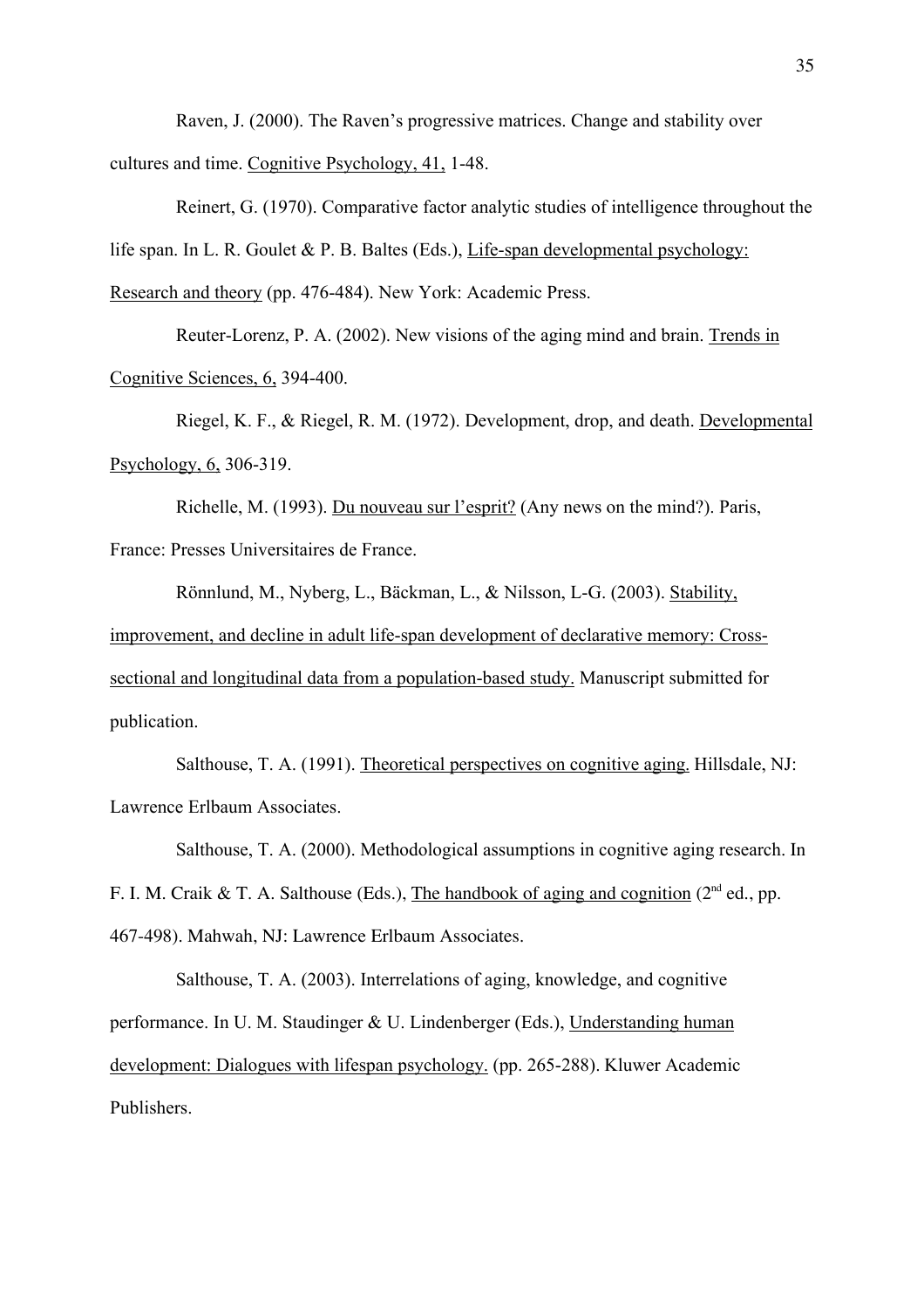Raven, J. (2000). The Raven's progressive matrices. Change and stability over cultures and time. Cognitive Psychology, 41, 1-48.

Reinert, G. (1970). Comparative factor analytic studies of intelligence throughout the life span. In L. R. Goulet & P. B. Baltes (Eds.), Life-span developmental psychology: Research and theory (pp. 476-484). New York: Academic Press.

Reuter-Lorenz, P. A. (2002). New visions of the aging mind and brain. Trends in Cognitive Sciences, 6, 394-400.

Riegel, K. F., & Riegel, R. M. (1972). Development, drop, and death. Developmental Psychology, 6, 306-319.

Richelle, M. (1993). Du nouveau sur l'esprit? (Any news on the mind?). Paris, France: Presses Universitaires de France.

Rönnlund, M., Nyberg, L., Bäckman, L., & Nilsson, L-G. (2003). Stability, improvement, and decline in adult life-span development of declarative memory: Cross-sectional and longitudinal data from a population-based study. Manuscript submitted for publication.

Salthouse, T. A. (1991). Theoretical perspectives on cognitive aging. Hillsdale, NJ: Lawrence Erlbaum Associates.

Salthouse, T. A. (2000). Methodological assumptions in cognitive aging research. In F. I. M. Craik & T. A. Salthouse (Eds.), The handbook of aging and cognition (2nd ed., pp. 467-498). Mahwah, NJ: Lawrence Erlbaum Associates.

Salthouse, T. A. (2003). Interrelations of aging, knowledge, and cognitive performance. In U. M. Staudinger & U. Lindenberger (Eds.), Understanding human development: Dialogues with lifespan psychology. (pp. 265-288). Kluwer Academic Publishers.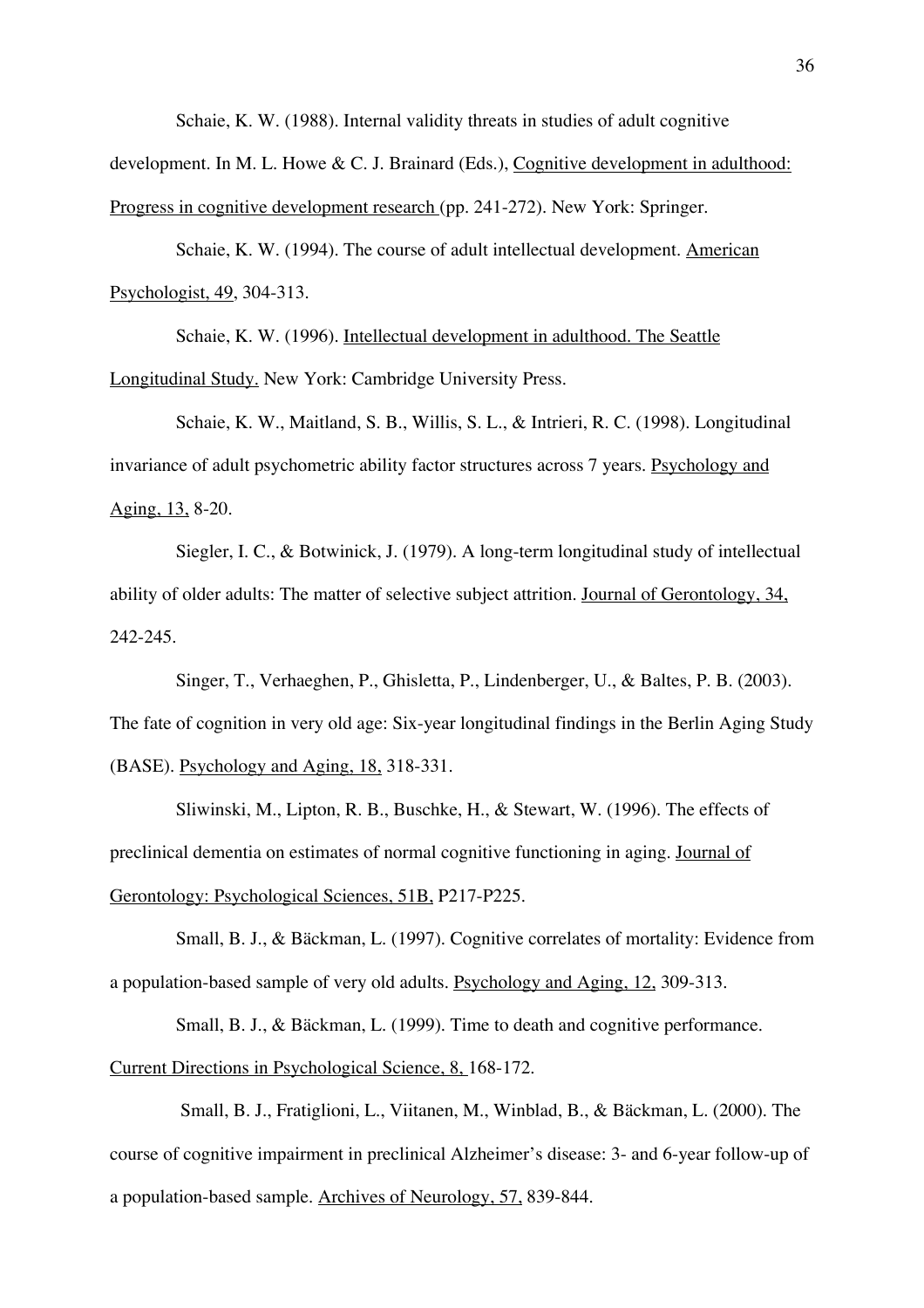Schaie, K. W. (1988). Internal validity threats in studies of adult cognitive development. In M. L. Howe & C. J. Brainard (Eds.), Cognitive development in adulthood: Progress in cognitive development research (pp. 241-272). New York: Springer.

Schaie, K. W. (1994). The course of adult intellectual development. American Psychologist, 49, 304-313.

Schaie, K. W. (1996). Intellectual development in adulthood. The Seattle Longitudinal Study. New York: Cambridge University Press.

Schaie, K. W., Maitland, S. B., Willis, S. L., & Intrieri, R. C. (1998). Longitudinal invariance of adult psychometric ability factor structures across 7 years. Psychology and Aging, 13, 8-20.

Siegler, I. C., & Botwinick, J. (1979). A long-term longitudinal study of intellectual ability of older adults: The matter of selective subject attrition. Journal of Gerontology, 34, 242-245.

Singer, T., Verhaeghen, P., Ghisletta, P., Lindenberger, U., & Baltes, P. B. (2003). The fate of cognition in very old age: Six-year longitudinal findings in the Berlin Aging Study (BASE). Psychology and Aging, 18, 318-331.

Sliwinski, M., Lipton, R. B., Buschke, H., & Stewart, W. (1996). The effects of preclinical dementia on estimates of normal cognitive functioning in aging. Journal of Gerontology: Psychological Sciences, 51B, P217-P225.

Small, B. J., & Bäckman, L. (1997). Cognitive correlates of mortality: Evidence from a population-based sample of very old adults. Psychology and Aging, 12, 309-313.

Small, B. J., & Bäckman, L. (1999). Time to death and cognitive performance. Current Directions in Psychological Science, 8, 168-172.

Small, B. J., Fratiglioni, L., Viitanen, M., Winblad, B., & Bäckman, L. (2000). The course of cognitive impairment in preclinical Alzheimer's disease: 3- and 6-year follow-up of a population-based sample. Archives of Neurology, 57, 839-844.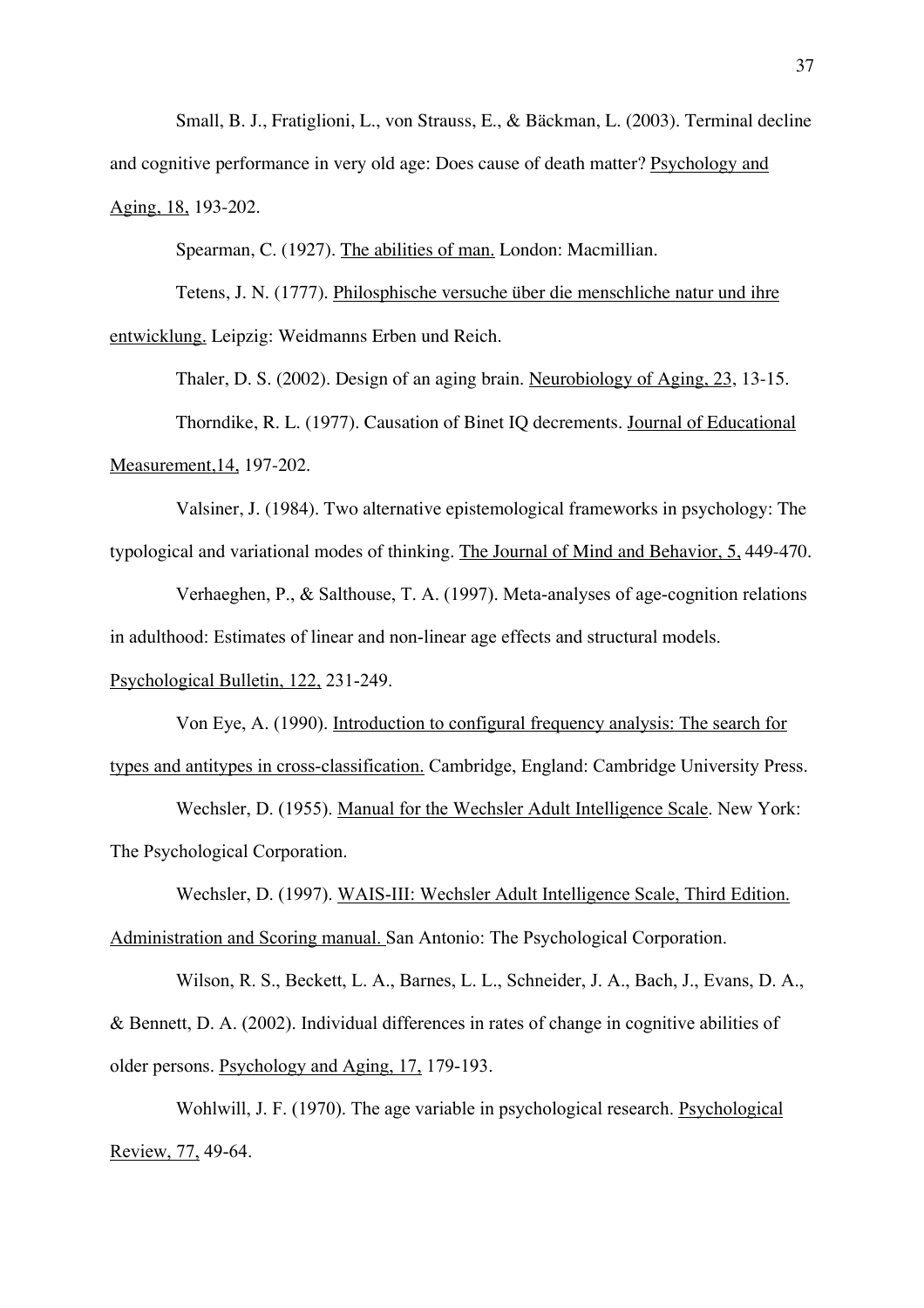Small, B. J., Fratiglioni, L., von Strauss, E., & Bäckman, L. (2003). Terminal decline and cognitive performance in very old age: Does cause of death matter? Psychology and Aging, 18, 193-202.

Spearman, C. (1927). The abilities of man. London: Macmillian.

Tetens, J. N. (1777). Philosphische versuche über die menschliche natur und ihre entwicklung. Leipzig: Weidmanns Erben und Reich.

Thaler, D. S. (2002). Design of an aging brain. Neurobiology of Aging, 23, 13-15.

Thorndike, R. L. (1977). Causation of Binet IQ decrements. Journal of Educational Measurement,14, 197-202.

Valsiner, J. (1984). Two alternative epistemological frameworks in psychology: The typological and variational modes of thinking. The Journal of Mind and Behavior, 5, 449-470.

Verhaeghen, P., & Salthouse, T. A. (1997). Meta-analyses of age-cognition relations in adulthood: Estimates of linear and non-linear age effects and structural models. Psychological Bulletin, 122, 231-249.

Von Eye, A. (1990). Introduction to configural frequency analysis: The search for types and antitypes in cross-classification. Cambridge, England: Cambridge University Press.

Wechsler, D. (1955). Manual for the Wechsler Adult Intelligence Scale. New York: The Psychological Corporation.

Wechsler, D. (1997). WAIS-III: Wechsler Adult Intelligence Scale, Third Edition. Administration and Scoring manual. San Antonio: The Psychological Corporation.

Wilson, R. S., Beckett, L. A., Barnes, L. L., Schneider, J. A., Bach, J., Evans, D. A., & Bennett, D. A. (2002). Individual differences in rates of change in cognitive abilities of older persons. Psychology and Aging, 17, 179-193.

Wohlwill, J. F. (1970). The age variable in psychological research. Psychological Review, 77, 49-64.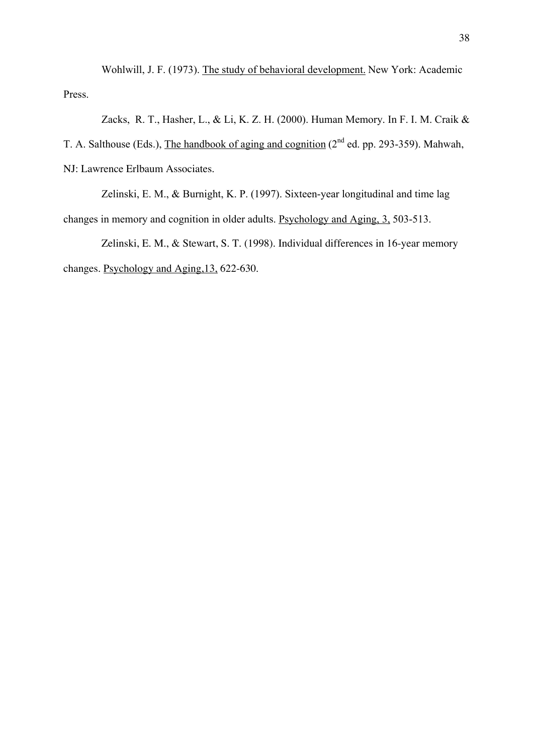Wohlwill, J. F. (1973). The study of behavioral development. New York: Academic Press.

Zacks, R. T., Hasher, L., & Li, K. Z. H. (2000). Human Memory. In F. I. M. Craik & T. A. Salthouse (Eds.), The handbook of aging and cognition (2nd ed. pp. 293-359). Mahwah, NJ: Lawrence Erlbaum Associates.

Zelinski, E. M., & Burnight, K. P. (1997). Sixteen-year longitudinal and time lag changes in memory and cognition in older adults. Psychology and Aging, 3, 503-513.

Zelinski, E. M., & Stewart, S. T. (1998). Individual differences in 16-year memory changes. Psychology and Aging,13, 622-630.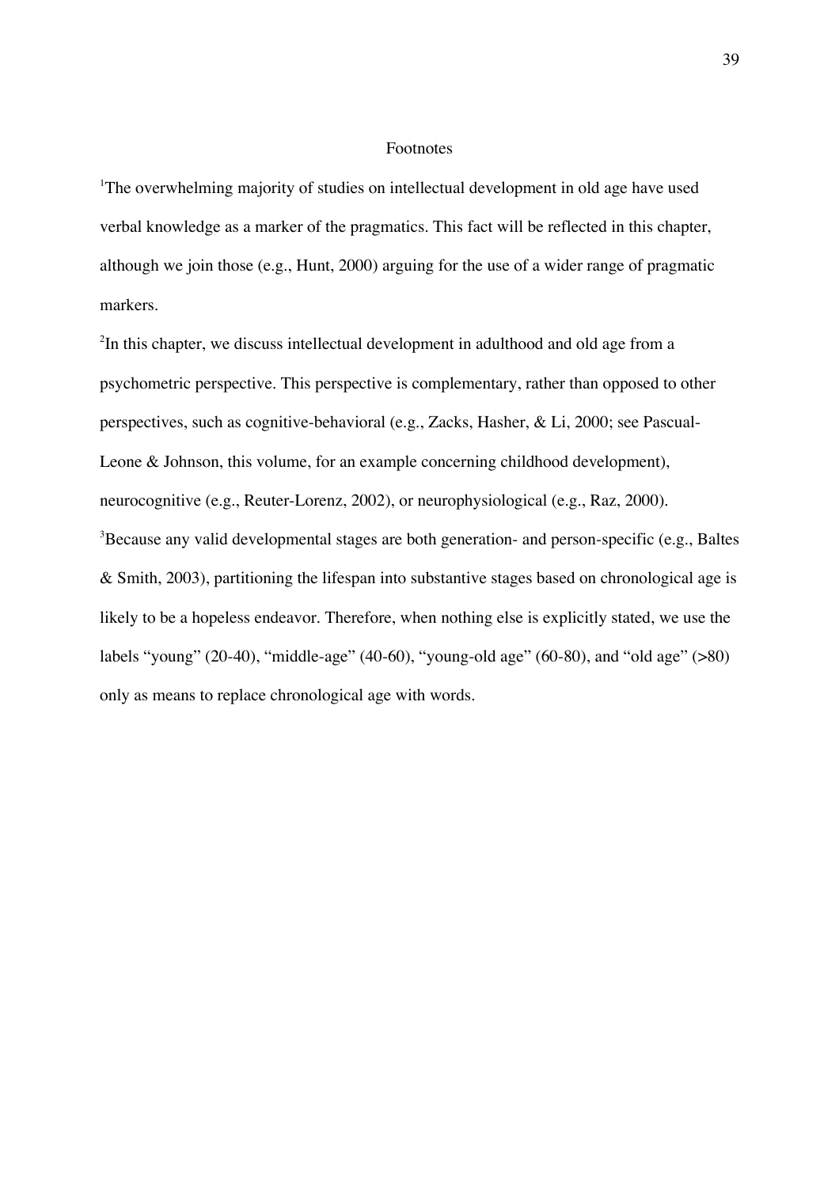# Footnotes

[1]The overwhelming majority of studies on intellectual development in old age have used verbal knowledge as a marker of the pragmatics. This fact will be reflected in this chapter, although we join those (e.g., Hunt, 2000) arguing for the use of a wider range of pragmatic markers.

[2]In this chapter, we discuss intellectual development in adulthood and old age from a psychometric perspective. This perspective is complementary, rather than opposed to other perspectives, such as cognitive-behavioral (e.g., Zacks, Hasher, & Li, 2000; see Pascual-Leone & Johnson, this volume, for an example concerning childhood development), neurocognitive (e.g., Reuter-Lorenz, 2002), or neurophysiological (e.g., Raz, 2000).

[3]Because any valid developmental stages are both generation- and person-specific (e.g., Baltes & Smith, 2003), partitioning the lifespan into substantive stages based on chronological age is likely to be a hopeless endeavor. Therefore, when nothing else is explicitly stated, we use the labels "young" (20-40), "middle-age" (40-60), "young-old age" (60-80), and "old age" (>80) only as means to replace chronological age with words.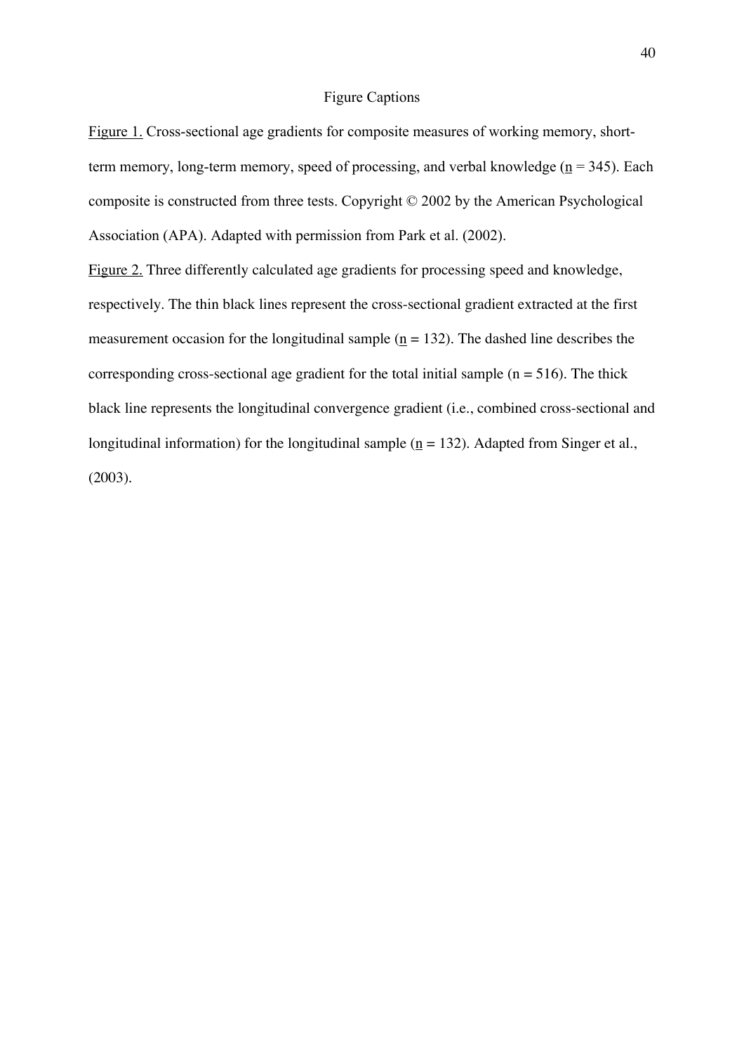# Figure Captions

Figure 1. Cross-sectional age gradients for composite measures of working memory, short-term memory, long-term memory, speed of processing, and verbal knowledge (n = 345). Each composite is constructed from three tests. Copyright © 2002 by the American Psychological Association (APA). Adapted with permission from Park et al. (2002).

Figure 2. Three differently calculated age gradients for processing speed and knowledge, respectively. The thin black lines represent the cross-sectional gradient extracted at the first measurement occasion for the longitudinal sample (n = 132). The dashed line describes the corresponding cross-sectional age gradient for the total initial sample (n = 516). The thick black line represents the longitudinal convergence gradient (i.e., combined cross-sectional and longitudinal information) for the longitudinal sample (n = 132). Adapted from Singer et al., (2003).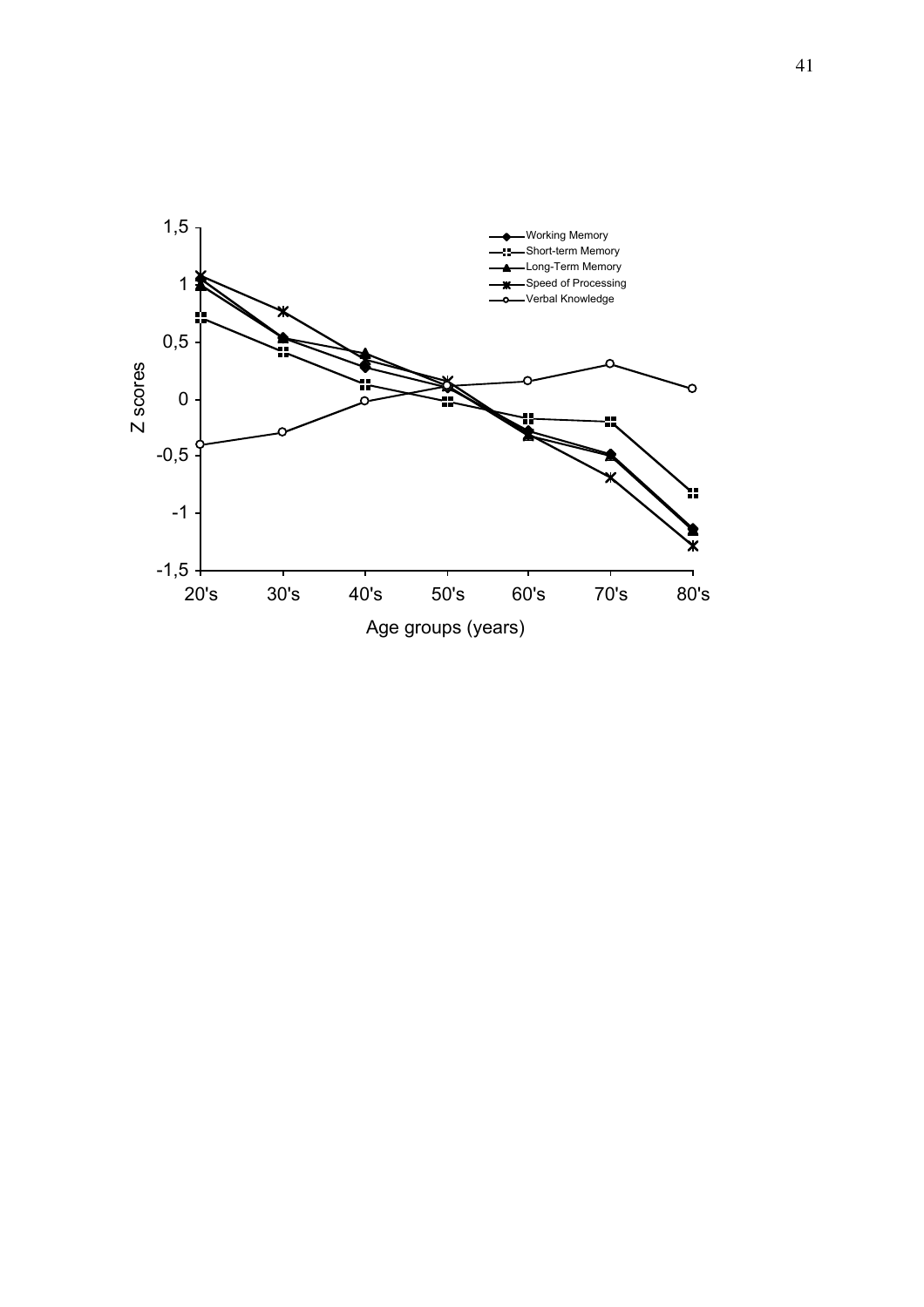Working Memory
Short-term Memory
Long-Term Memory
Speed of Processing
Verbal Knowledge

Z scores

1,5
1
0,5
0
-0,5
-1
-1,5

20's 30's 40's 50's 60's 70's 80's

Age groups (years)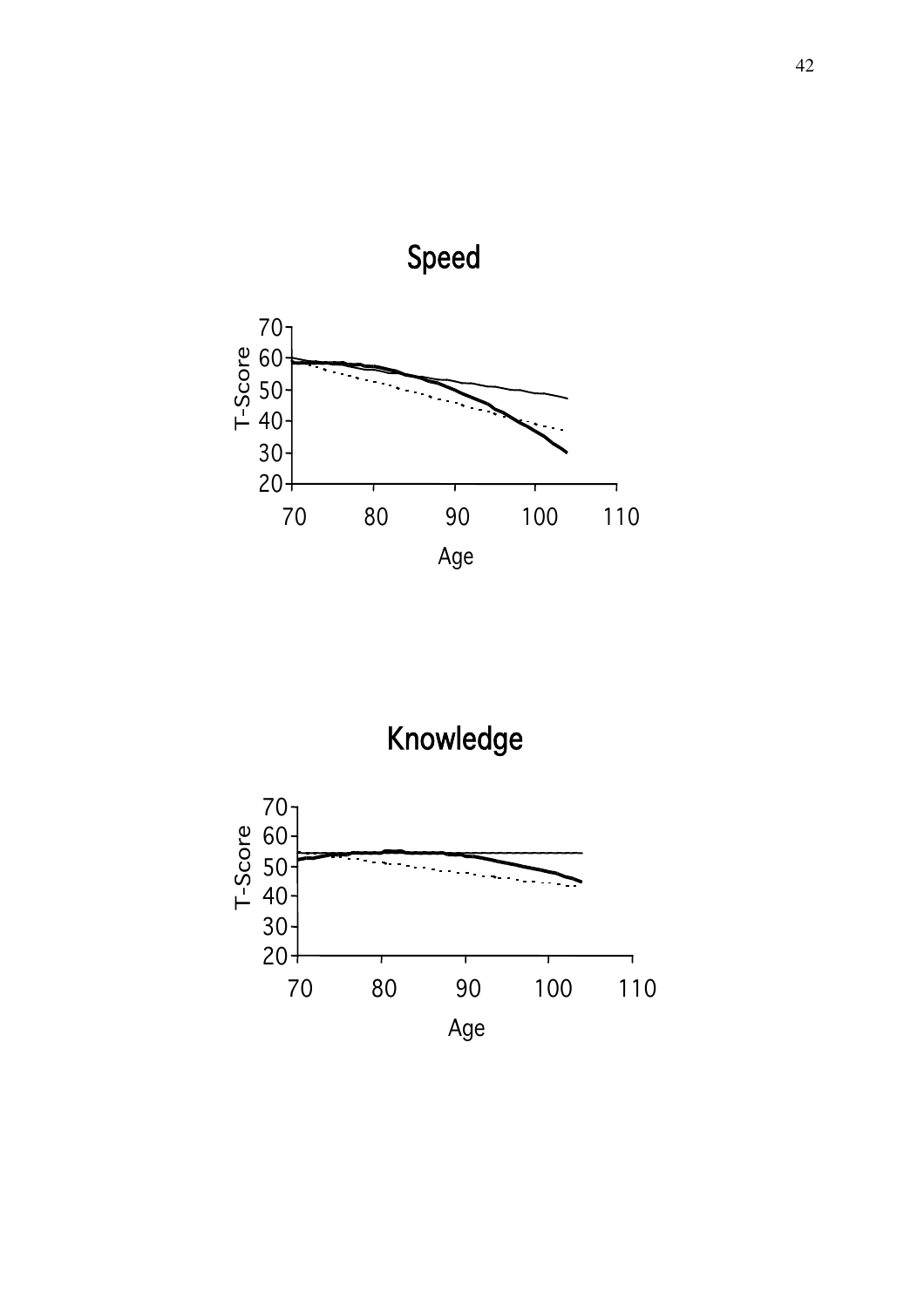Speed

T-Score

70
60
50
40
30
20

70 80 90 100 110

Age

Knowledge

T-Score

70
60
50
40
30
20

70 80 90 100 110

Age